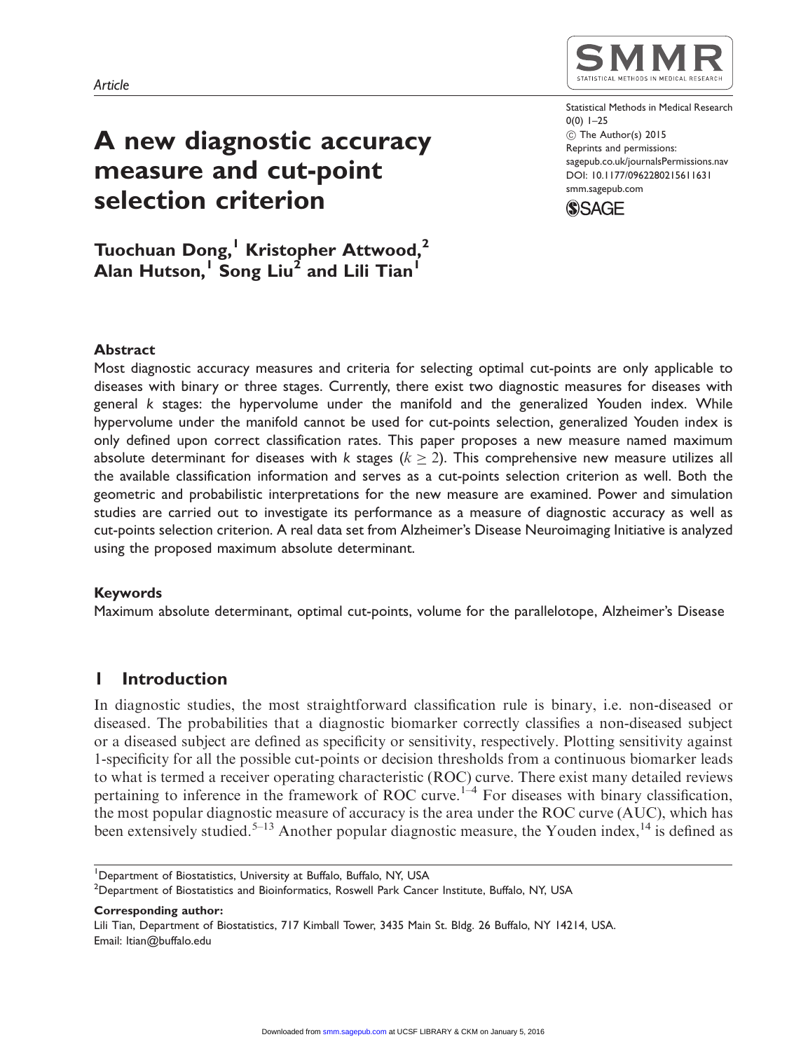Article

# A new diagnostic accuracy measure and cut-point selection criterion

**Tuochuan Dong,[1] Kristopher Attwood,[2] Alan Hutson,[1] Song Liu[2] and Lili Tian[1]**

## Abstract

Most diagnostic accuracy measures and criteria for selecting optimal cut-points are only applicable to diseases with binary or three stages. Currently, there exist two diagnostic measures for diseases with general $k$ stages: the hypervolume under the manifold and the generalized Youden index. While hypervolume under the manifold cannot be used for cut-points selection, generalized Youden index is only defined upon correct classification rates. This paper proposes a new measure named maximum absolute determinant for diseases with $k$ stages ($k \geq 2$). This comprehensive new measure utilizes all the available classification information and serves as a cut-points selection criterion as well. Both the geometric and probabilistic interpretations for the new measure are examined. Power and simulation studies are carried out to investigate its performance as a measure of diagnostic accuracy as well as cut-points selection criterion. A real data set from Alzheimer's Disease Neuroimaging Initiative is analyzed using the proposed maximum absolute determinant.

## Keywords

Maximum absolute determinant, optimal cut-points, volume for the parallelotope, Alzheimer's Disease

## 1 Introduction

In diagnostic studies, the most straightforward classification rule is binary, i.e. non-diseased or diseased. The probabilities that a diagnostic biomarker correctly classifies a non-diseased subject or a diseased subject are defined as specificity or sensitivity, respectively. Plotting sensitivity against 1-specificity for all the possible cut-points or decision thresholds from a continuous biomarker leads to what is termed a receiver operating characteristic (ROC) curve. There exist many detailed reviews pertaining to inference in the framework of ROC curve.[1–4] For diseases with binary classification, the most popular diagnostic measure of accuracy is the area under the ROC curve (AUC), which has been extensively studied.[5–13] Another popular diagnostic measure, the Youden index,[14] is defined as

[1]Department of Biostatistics, University at Buffalo, Buffalo, NY, USA
[2]Department of Biostatistics and Bioinformatics, Roswell Park Cancer Institute, Buffalo, NY, USA

**Corresponding author:**
Lili Tian, Department of Biostatistics, 717 Kimball Tower, 3435 Main St. Bldg. 26 Buffalo, NY 14214, USA.
Email: ltian@buffalo.edu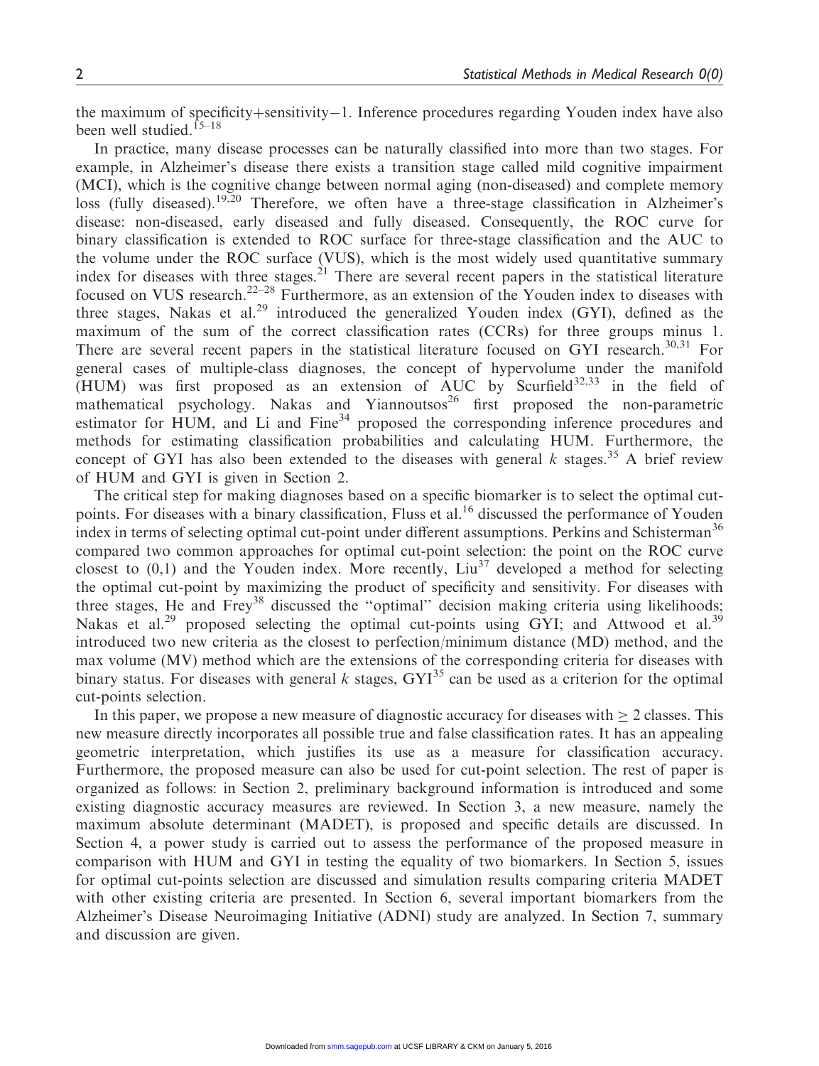the maximum of specificity+sensitivity−1. Inference procedures regarding Youden index have also been well studied.[15–18]

In practice, many disease processes can be naturally classified into more than two stages. For example, in Alzheimer's disease there exists a transition stage called mild cognitive impairment (MCI), which is the cognitive change between normal aging (non-diseased) and complete memory loss (fully diseased).[19,20] Therefore, we often have a three-stage classification in Alzheimer's disease: non-diseased, early diseased and fully diseased. Consequently, the ROC curve for binary classification is extended to ROC surface for three-stage classification and the AUC to the volume under the ROC surface (VUS), which is the most widely used quantitative summary index for diseases with three stages.[21] There are several recent papers in the statistical literature focused on VUS research.[22–28] Furthermore, as an extension of the Youden index to diseases with three stages, Nakas et al.[29] introduced the generalized Youden index (GYI), defined as the maximum of the sum of the correct classification rates (CCRs) for three groups minus 1. There are several recent papers in the statistical literature focused on GYI research.[30,31] For general cases of multiple-class diagnoses, the concept of hypervolume under the manifold (HUM) was first proposed as an extension of AUC by Scurfield[32,33] in the field of mathematical psychology. Nakas and Yiannoutsos[26] first proposed the non-parametric estimator for HUM, and Li and Fine[34] proposed the corresponding inference procedures and methods for estimating classification probabilities and calculating HUM. Furthermore, the concept of GYI has also been extended to the diseases with general $k$ stages.[35] A brief review of HUM and GYI is given in Section 2.

The critical step for making diagnoses based on a specific biomarker is to select the optimal cut-points. For diseases with a binary classification, Fluss et al.[16] discussed the performance of Youden index in terms of selecting optimal cut-point under different assumptions. Perkins and Schisterman[36] compared two common approaches for optimal cut-point selection: the point on the ROC curve closest to (0,1) and the Youden index. More recently, Liu[37] developed a method for selecting the optimal cut-point by maximizing the product of specificity and sensitivity. For diseases with three stages, He and Frey[38] discussed the "optimal" decision making criteria using likelihoods; Nakas et al.[29] proposed selecting the optimal cut-points using GYI; and Attwood et al.[39] introduced two new criteria as the closest to perfection/minimum distance (MD) method, and the max volume (MV) method which are the extensions of the corresponding criteria for diseases with binary status. For diseases with general $k$ stages, GYI[35] can be used as a criterion for the optimal cut-points selection.

In this paper, we propose a new measure of diagnostic accuracy for diseases with $\geq 2$ classes. This new measure directly incorporates all possible true and false classification rates. It has an appealing geometric interpretation, which justifies its use as a measure for classification accuracy. Furthermore, the proposed measure can also be used for cut-point selection. The rest of paper is organized as follows: in Section 2, preliminary background information is introduced and some existing diagnostic accuracy measures are reviewed. In Section 3, a new measure, namely the maximum absolute determinant (MADET), is proposed and specific details are discussed. In Section 4, a power study is carried out to assess the performance of the proposed measure in comparison with HUM and GYI in testing the equality of two biomarkers. In Section 5, issues for optimal cut-points selection are discussed and simulation results comparing criteria MADET with other existing criteria are presented. In Section 6, several important biomarkers from the Alzheimer's Disease Neuroimaging Initiative (ADNI) study are analyzed. In Section 7, summary and discussion are given.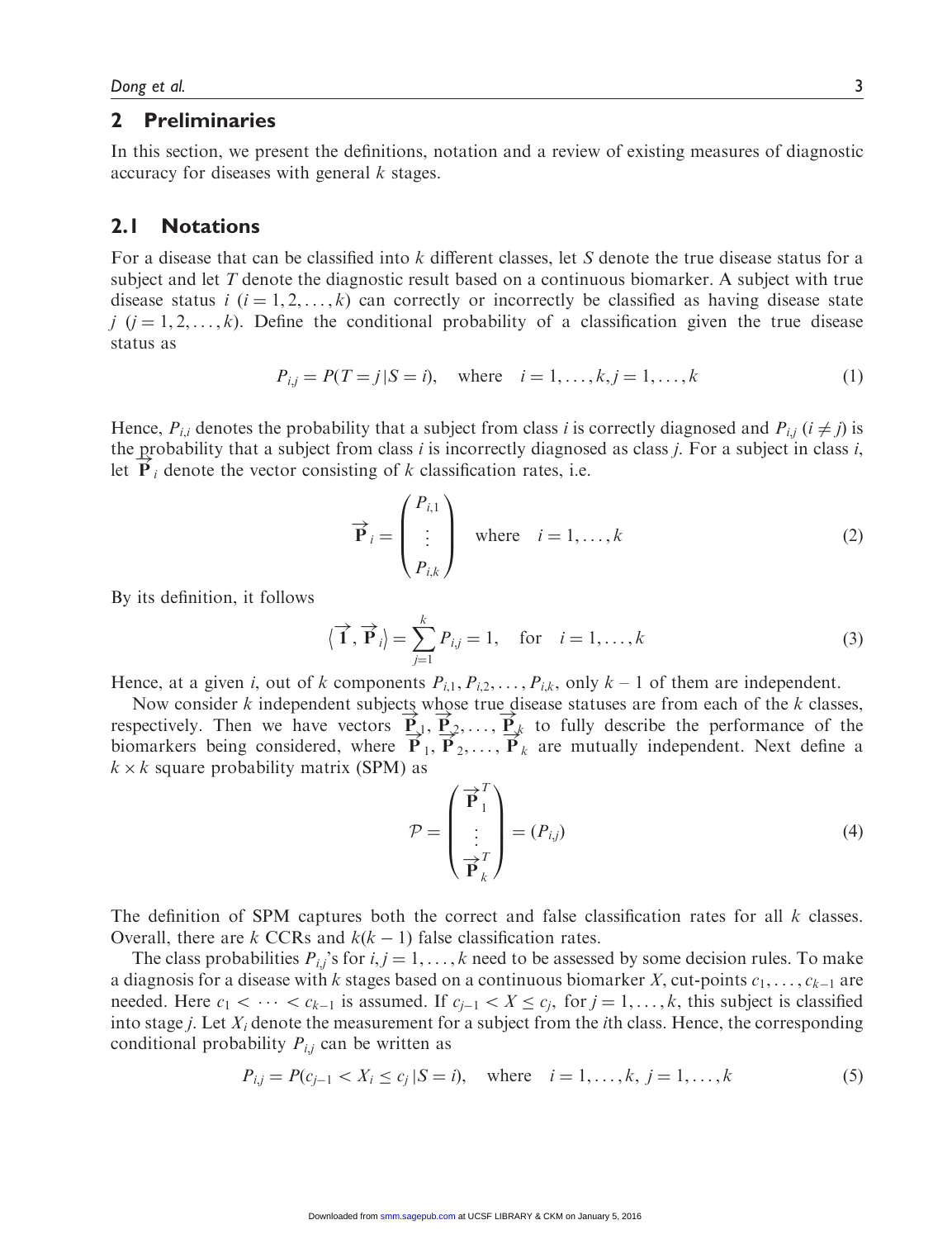## 2 Preliminaries

In this section, we present the definitions, notation and a review of existing measures of diagnostic accuracy for diseases with general $k$ stages.

## 2.1 Notations

For a disease that can be classified into $k$ different classes, let $S$ denote the true disease status for a subject and let $T$ denote the diagnostic result based on a continuous biomarker. A subject with true disease status $i$ $(i = 1, 2, \ldots, k)$ can correctly or incorrectly be classified as having disease state $j$ $(j = 1, 2, \ldots, k)$. Define the conditional probability of a classification given the true disease status as

$$P_{i,j} = P(T = j \mid S = i), \quad \text{where} \quad i = 1, \ldots, k, j = 1, \ldots, k \tag{1}$$

Hence, $P_{i,i}$ denotes the probability that a subject from class $i$ is correctly diagnosed and $P_{i,j}$ $(i \neq j)$ is the probability that a subject from class $i$ is incorrectly diagnosed as class $j$. For a subject in class $i$, let $\overrightarrow{\mathbf{P}}_i$ denote the vector consisting of $k$ classification rates, i.e.

$$\overrightarrow{\mathbf{P}}_i = \begin{pmatrix} P_{i,1} \\ \vdots \\ P_{i,k} \end{pmatrix} \quad \text{where} \quad i = 1, \ldots, k \tag{2}$$

By its definition, it follows

$$\langle \overrightarrow{\mathbf{1}}, \overrightarrow{\mathbf{P}}_i \rangle = \sum_{j=1}^{k} P_{i,j} = 1, \quad \text{for} \quad i = 1, \ldots, k \tag{3}$$

Hence, at a given $i$, out of $k$ components $P_{i,1}, P_{i,2}, \ldots, P_{i,k}$, only $k - 1$ of them are independent.

Now consider $k$ independent subjects whose true disease statuses are from each of the $k$ classes, respectively. Then we have vectors $\overrightarrow{\mathbf{P}}_1, \overrightarrow{\mathbf{P}}_2, \ldots, \overrightarrow{\mathbf{P}}_k$ to fully describe the performance of the biomarkers being considered, where $\overrightarrow{\mathbf{P}}_1, \overrightarrow{\mathbf{P}}_2, \ldots, \overrightarrow{\mathbf{P}}_k$ are mutually independent. Next define a $k \times k$ square probability matrix (SPM) as

$$\mathcal{P} = \begin{pmatrix} \overrightarrow{\mathbf{P}}_1^T \\ \vdots \\ \overrightarrow{\mathbf{P}}_k^T \end{pmatrix} = (P_{i,j}) \tag{4}$$

The definition of SPM captures both the correct and false classification rates for all $k$ classes. Overall, there are $k$ CCRs and $k(k-1)$ false classification rates.

The class probabilities $P_{i,j}$'s for $i, j = 1, \ldots, k$ need to be assessed by some decision rules. To make a diagnosis for a disease with $k$ stages based on a continuous biomarker $X$, cut-points $c_1, \ldots, c_{k-1}$ are needed. Here $c_1 < \cdots < c_{k-1}$ is assumed. If $c_{j-1} < X \leq c_j$, for $j = 1, \ldots, k$, this subject is classified into stage $j$. Let $X_i$ denote the measurement for a subject from the $i$th class. Hence, the corresponding conditional probability $P_{i,j}$ can be written as

$$P_{i,j} = P(c_{j-1} < X_i \leq c_j \mid S = i), \quad \text{where} \quad i = 1, \ldots, k, \ j = 1, \ldots, k \tag{5}$$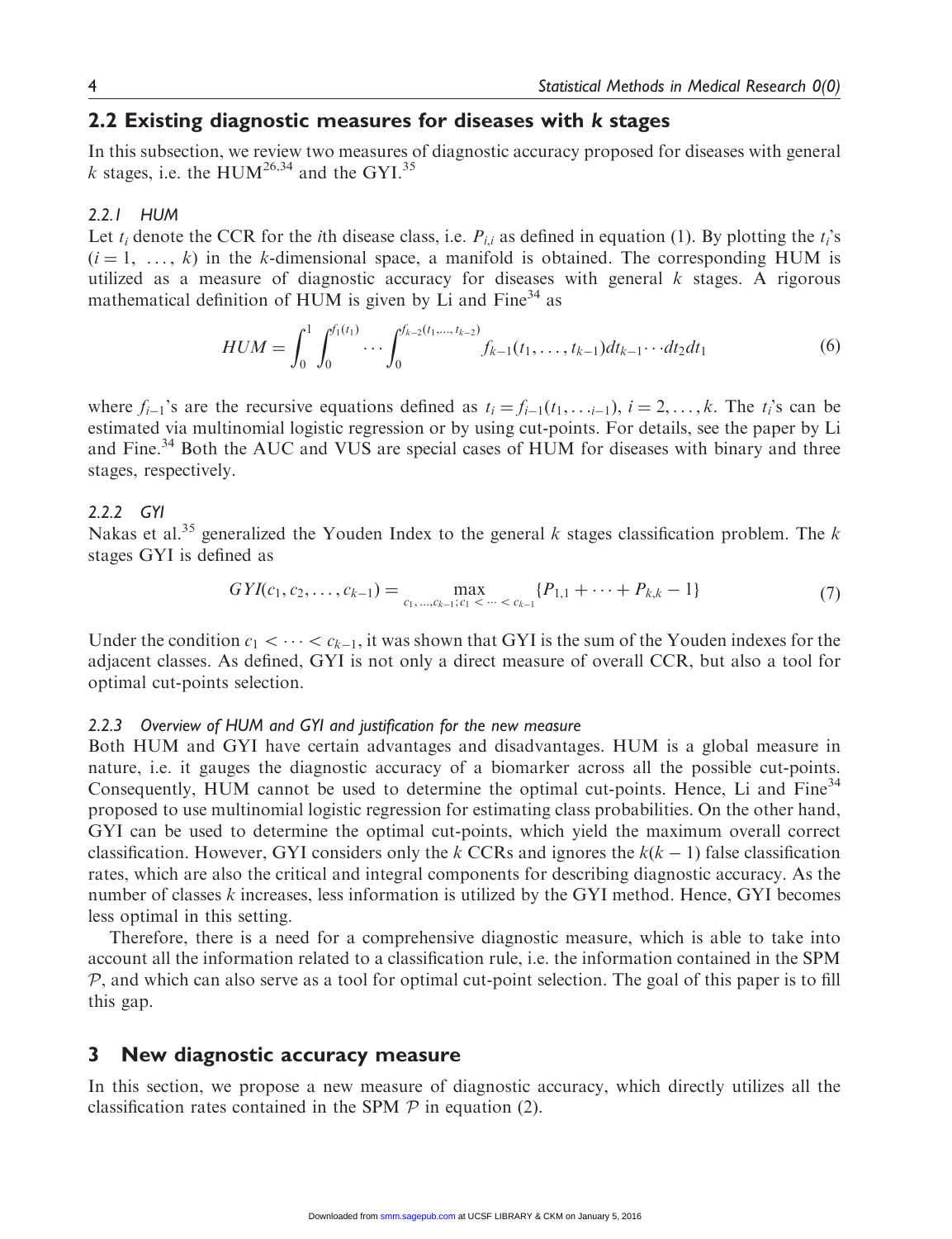## 2.2 Existing diagnostic measures for diseases with *k* stages

In this subsection, we review two measures of diagnostic accuracy proposed for diseases with general $k$ stages, i.e. the HUM[26,34] and the GYI.[35]

### 2.2.1 HUM

Let $t_i$ denote the CCR for the $i$th disease class, i.e. $P_{i,i}$ as defined in equation (1). By plotting the $t_i$'s $(i = 1, \ldots, k)$ in the $k$-dimensional space, a manifold is obtained. The corresponding HUM is utilized as a measure of diagnostic accuracy for diseases with general $k$ stages. A rigorous mathematical definition of HUM is given by Li and Fine[34] as

$$HUM = \int_0^1 \int_0^{f_1(t_1)} \cdots \int_0^{f_{k-2}(t_1,\ldots,t_{k-2})} f_{k-1}(t_1, \ldots, t_{k-1}) dt_{k-1} \cdots dt_2 dt_1 \tag{6}$$

where $f_{i-1}$'s are the recursive equations defined as $t_i = f_{i-1}(t_1, \ldots, t_{i-1})$, $i = 2, \ldots, k$. The $t_i$'s can be estimated via multinomial logistic regression or by using cut-points. For details, see the paper by Li and Fine.[34] Both the AUC and VUS are special cases of HUM for diseases with binary and three stages, respectively.

### 2.2.2 GYI

Nakas et al.[35] generalized the Youden Index to the general $k$ stages classification problem. The $k$ stages GYI is defined as

$$GYI(c_1, c_2, \ldots, c_{k-1}) = \max_{c_1, \ldots, c_{k-1}; c_1 < \cdots < c_{k-1}} \{P_{1,1} + \cdots + P_{k,k} - 1\} \tag{7}$$

Under the condition $c_1 < \cdots < c_{k-1}$, it was shown that GYI is the sum of the Youden indexes for the adjacent classes. As defined, GYI is not only a direct measure of overall CCR, but also a tool for optimal cut-points selection.

### 2.2.3 Overview of HUM and GYI and justification for the new measure

Both HUM and GYI have certain advantages and disadvantages. HUM is a global measure in nature, i.e. it gauges the diagnostic accuracy of a biomarker across all the possible cut-points. Consequently, HUM cannot be used to determine the optimal cut-points. Hence, Li and Fine[34] proposed to use multinomial logistic regression for estimating class probabilities. On the other hand, GYI can be used to determine the optimal cut-points, which yield the maximum overall correct classification. However, GYI considers only the $k$ CCRs and ignores the $k(k-1)$ false classification rates, which are also the critical and integral components for describing diagnostic accuracy. As the number of classes $k$ increases, less information is utilized by the GYI method. Hence, GYI becomes less optimal in this setting.

Therefore, there is a need for a comprehensive diagnostic measure, which is able to take into account all the information related to a classification rule, i.e. the information contained in the SPM $\mathcal{P}$, and which can also serve as a tool for optimal cut-point selection. The goal of this paper is to fill this gap.

## 3 New diagnostic accuracy measure

In this section, we propose a new measure of diagnostic accuracy, which directly utilizes all the classification rates contained in the SPM $\mathcal{P}$ in equation (2).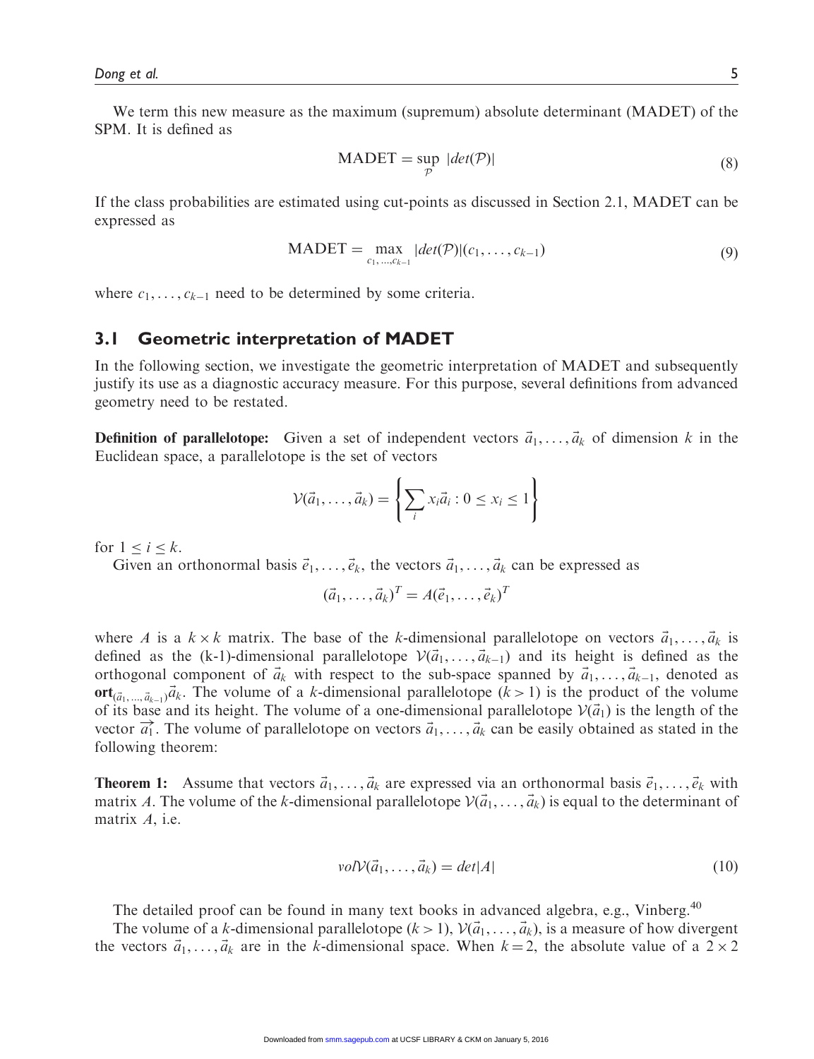We term this new measure as the maximum (supremum) absolute determinant (MADET) of the SPM. It is defined as

$$\text{MADET} = \sup_{\mathcal{P}} \; |det(\mathcal{P})| \tag{8}$$

If the class probabilities are estimated using cut-points as discussed in Section 2.1, MADET can be expressed as

$$\text{MADET} = \max_{c_1, \ldots, c_{k-1}} |det(\mathcal{P})|(c_1, \ldots, c_{k-1}) \tag{9}$$

where $c_1, \ldots, c_{k-1}$ need to be determined by some criteria.

## 3.1 Geometric interpretation of MADET

In the following section, we investigate the geometric interpretation of MADET and subsequently justify its use as a diagnostic accuracy measure. For this purpose, several definitions from advanced geometry need to be restated.

**Definition of parallelotope:** Given a set of independent vectors $\vec{a}_1, \ldots, \vec{a}_k$ of dimension $k$ in the Euclidean space, a parallelotope is the set of vectors

$$\mathcal{V}(\vec{a}_1, \ldots, \vec{a}_k) = \left\{ \sum_i x_i \vec{a}_i : 0 \leq x_i \leq 1 \right\}$$

for $1 \leq i \leq k$.

Given an orthonormal basis $\vec{e}_1, \ldots, \vec{e}_k$, the vectors $\vec{a}_1, \ldots, \vec{a}_k$ can be expressed as

$$(\vec{a}_1, \ldots, \vec{a}_k)^T = A(\vec{e}_1, \ldots, \vec{e}_k)^T$$

where $A$ is a $k \times k$ matrix. The base of the $k$-dimensional parallelotope on vectors $\vec{a}_1, \ldots, \vec{a}_k$ is defined as the (k-1)-dimensional parallelotope $\mathcal{V}(\vec{a}_1, \ldots, \vec{a}_{k-1})$ and its height is defined as the orthogonal component of $\vec{a}_k$ with respect to the sub-space spanned by $\vec{a}_1, \ldots, \vec{a}_{k-1}$, denoted as $\mathbf{ort}_{(\vec{a}_1, \ldots, \vec{a}_{k-1})}\vec{a}_k$. The volume of a $k$-dimensional parallelotope ($k > 1$) is the product of the volume of its base and its height. The volume of a one-dimensional parallelotope $\mathcal{V}(\vec{a}_1)$ is the length of the vector $\overrightarrow{a_1}$. The volume of parallelotope on vectors $\vec{a}_1, \ldots, \vec{a}_k$ can be easily obtained as stated in the following theorem:

**Theorem 1:** Assume that vectors $\vec{a}_1, \ldots, \vec{a}_k$ are expressed via an orthonormal basis $\vec{e}_1, \ldots, \vec{e}_k$ with matrix $A$. The volume of the $k$-dimensional parallelotope $\mathcal{V}(\vec{a}_1, \ldots, \vec{a}_k)$ is equal to the determinant of matrix $A$, i.e.

$$vol\mathcal{V}(\vec{a}_1, \ldots, \vec{a}_k) = det|A| \tag{10}$$

The detailed proof can be found in many text books in advanced algebra, e.g., Vinberg.[40]

The volume of a $k$-dimensional parallelotope ($k > 1$), $\mathcal{V}(\vec{a}_1, \ldots, \vec{a}_k)$, is a measure of how divergent the vectors $\vec{a}_1, \ldots, \vec{a}_k$ are in the $k$-dimensional space. When $k = 2$, the absolute value of a $2 \times 2$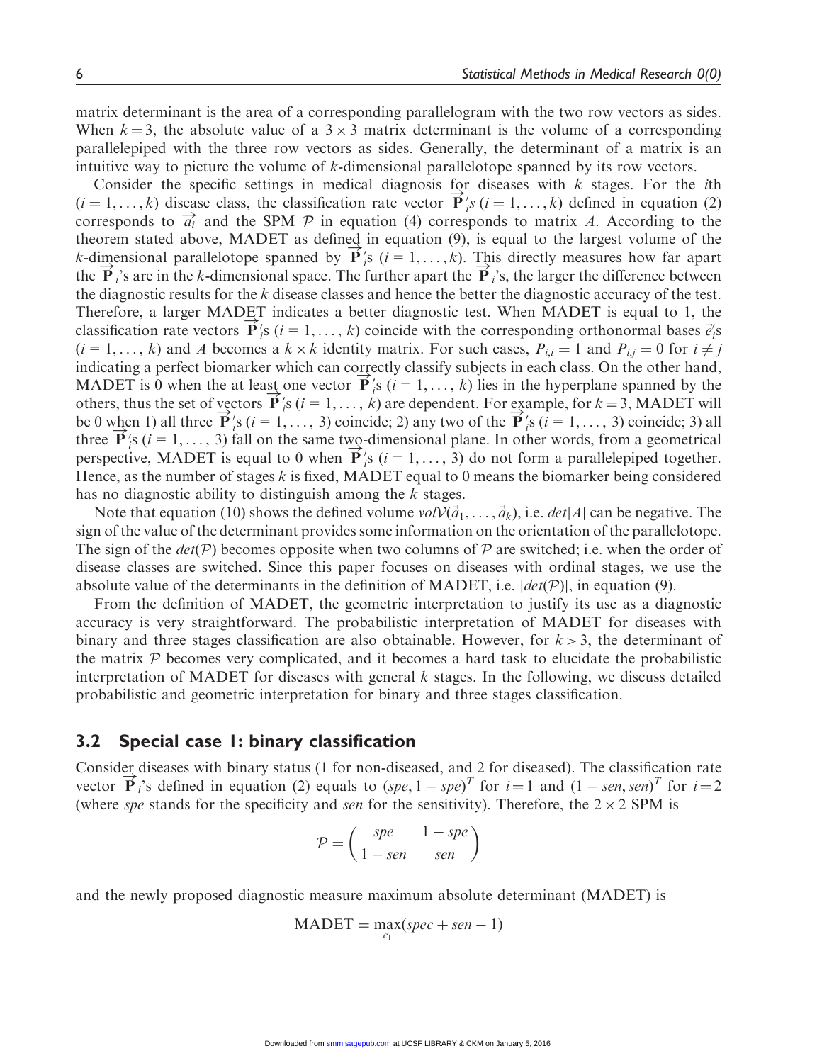matrix determinant is the area of a corresponding parallelogram with the two row vectors as sides. When $k = 3$, the absolute value of a $3 \times 3$ matrix determinant is the volume of a corresponding parallelepiped with the three row vectors as sides. Generally, the determinant of a matrix is an intuitive way to picture the volume of $k$-dimensional parallelotope spanned by its row vectors.

Consider the specific settings in medical diagnosis for diseases with $k$ stages. For the $i$th ($i = 1, \ldots, k$) disease class, the classification rate vector $\overrightarrow{\mathbf{P}}_i's$ ($i = 1, \ldots, k$) defined in equation (2) corresponds to $\overrightarrow{a_i}$ and the SPM $\mathcal{P}$ in equation (4) corresponds to matrix $A$. According to the theorem stated above, MADET as defined in equation (9), is equal to the largest volume of the $k$-dimensional parallelotope spanned by $\overrightarrow{\mathbf{P}}_i's$ ($i = 1, \ldots, k$). This directly measures how far apart the $\overrightarrow{\mathbf{P}}_i$'s are in the $k$-dimensional space. The further apart the $\overrightarrow{\mathbf{P}}_i$'s, the larger the difference between the diagnostic results for the $k$ disease classes and hence the better the diagnostic accuracy of the test. Therefore, a larger MADET indicates a better diagnostic test. When MADET is equal to 1, the classification rate vectors $\overrightarrow{\mathbf{P}}_i's$ ($i = 1, \ldots, k$) coincide with the corresponding orthonormal bases $\vec{e}_i's$ ($i = 1, \ldots, k$) and $A$ becomes a $k \times k$ identity matrix. For such cases, $P_{i,i} = 1$ and $P_{i,j} = 0$ for $i \neq j$ indicating a perfect biomarker which can correctly classify subjects in each class. On the other hand, MADET is 0 when the at least one vector $\overrightarrow{\mathbf{P}}_i's$ ($i = 1, \ldots, k$) lies in the hyperplane spanned by the others, thus the set of vectors $\overrightarrow{\mathbf{P}}_i's$ ($i = 1, \ldots, k$) are dependent. For example, for $k = 3$, MADET will be 0 when 1) all three $\overrightarrow{\mathbf{P}}_i's$ ($i = 1, \ldots, 3$) coincide; 2) any two of the $\overrightarrow{\mathbf{P}}_i's$ ($i = 1, \ldots, 3$) coincide; 3) all three $\overrightarrow{\mathbf{P}}_i's$ ($i = 1, \ldots, 3$) fall on the same two-dimensional plane. In other words, from a geometrical perspective, MADET is equal to 0 when $\overrightarrow{\mathbf{P}}_i's$ ($i = 1, \ldots, 3$) do not form a parallelepiped together. Hence, as the number of stages $k$ is fixed, MADET equal to 0 means the biomarker being considered has no diagnostic ability to distinguish among the $k$ stages.

Note that equation (10) shows the defined volume $vol\mathcal{V}(\vec{a}_1, \ldots, \vec{a}_k)$, i.e. $det|A|$ can be negative. The sign of the value of the determinant provides some information on the orientation of the parallelotope. The sign of the $det(\mathcal{P})$ becomes opposite when two columns of $\mathcal{P}$ are switched; i.e. when the order of disease classes are switched. Since this paper focuses on diseases with ordinal stages, we use the absolute value of the determinants in the definition of MADET, i.e. $|det(\mathcal{P})|$, in equation (9).

From the definition of MADET, the geometric interpretation to justify its use as a diagnostic accuracy is very straightforward. The probabilistic interpretation of MADET for diseases with binary and three stages classification are also obtainable. However, for $k > 3$, the determinant of the matrix $\mathcal{P}$ becomes very complicated, and it becomes a hard task to elucidate the probabilistic interpretation of MADET for diseases with general $k$ stages. In the following, we discuss detailed probabilistic and geometric interpretation for binary and three stages classification.

## 3.2 Special case 1: binary classification

Consider diseases with binary status (1 for non-diseased, and 2 for diseased). The classification rate vector $\overrightarrow{\mathbf{P}}_i$'s defined in equation (2) equals to $(spe, 1 - spe)^T$ for $i = 1$ and $(1 - sen, sen)^T$ for $i = 2$ (where *spe* stands for the specificity and *sen* for the sensitivity). Therefore, the $2 \times 2$ SPM is

$$\mathcal{P} = \begin{pmatrix} spe & 1 - spe \\ 1 - sen & sen \end{pmatrix}$$

and the newly proposed diagnostic measure maximum absolute determinant (MADET) is

$$\text{MADET} = \max_{c_1}(spec + sen - 1)$$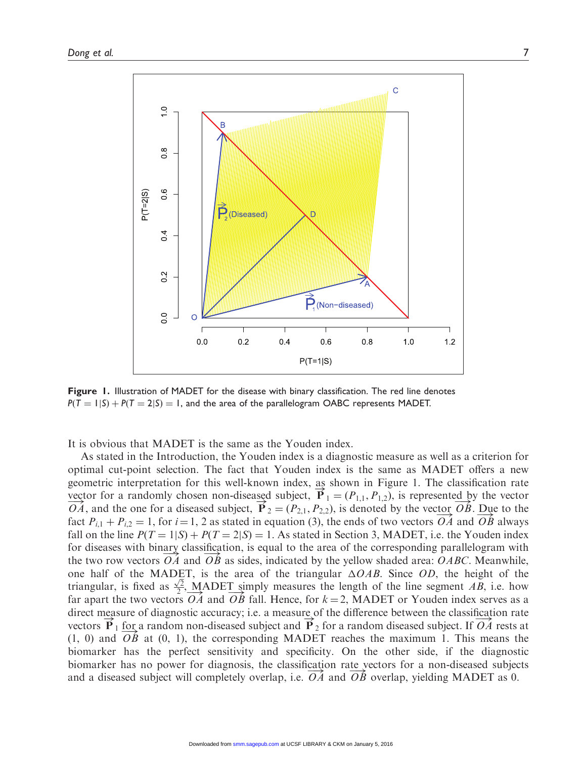**Figure 1.** Illustration of MADET for the disease with binary classification. The red line denotes $P(T = 1|S) + P(T = 2|S) = 1$, and the area of the parallelogram OABC represents MADET.

It is obvious that MADET is the same as the Youden index.

As stated in the Introduction, the Youden index is a diagnostic measure as well as a criterion for optimal cut-point selection. The fact that Youden index is the same as MADET offers a new geometric interpretation for this well-known index, as shown in Figure 1. The classification rate vector for a randomly chosen non-diseased subject, $\vec{\mathbf{P}}_1 = (P_{1,1}, P_{1,2})$, is represented by the vector $\overrightarrow{OA}$, and the one for a diseased subject, $\vec{\mathbf{P}}_2 = (P_{2,1}, P_{2,2})$, is denoted by the vector $\overrightarrow{OB}$. Due to the fact $P_{i,1} + P_{i,2} = 1$, for $i = 1, 2$ as stated in equation (3), the ends of two vectors $\overrightarrow{OA}$ and $\overrightarrow{OB}$ always fall on the line $P(T = 1|S) + P(T = 2|S) = 1$. As stated in Section 3, MADET, i.e. the Youden index for diseases with binary classification, is equal to the area of the corresponding parallelogram with the two row vectors $\overrightarrow{OA}$ and $\overrightarrow{OB}$ as sides, indicated by the yellow shaded area: $OABC$. Meanwhile, one half of the MADET, is the area of the triangular $\Delta OAB$. Since $OD$, the height of the triangular, is fixed as $\frac{\sqrt{2}}{2}$, MADET simply measures the length of the line segment $AB$, i.e. how far apart the two vectors $\overrightarrow{OA}$ and $\overrightarrow{OB}$ fall. Hence, for $k = 2$, MADET or Youden index serves as a direct measure of diagnostic accuracy; i.e. a measure of the difference between the classification rate vectors $\vec{\mathbf{P}}_1$ for a random non-diseased subject and $\vec{\mathbf{P}}_2$ for a random diseased subject. If $\overrightarrow{OA}$ rests at (1, 0) and $\overrightarrow{OB}$ at (0, 1), the corresponding MADET reaches the maximum 1. This means the biomarker has the perfect sensitivity and specificity. On the other side, if the diagnostic biomarker has no power for diagnosis, the classification rate vectors for a non-diseased subjects and a diseased subject will completely overlap, i.e. $\overrightarrow{OA}$ and $\overrightarrow{OB}$ overlap, yielding MADET as 0.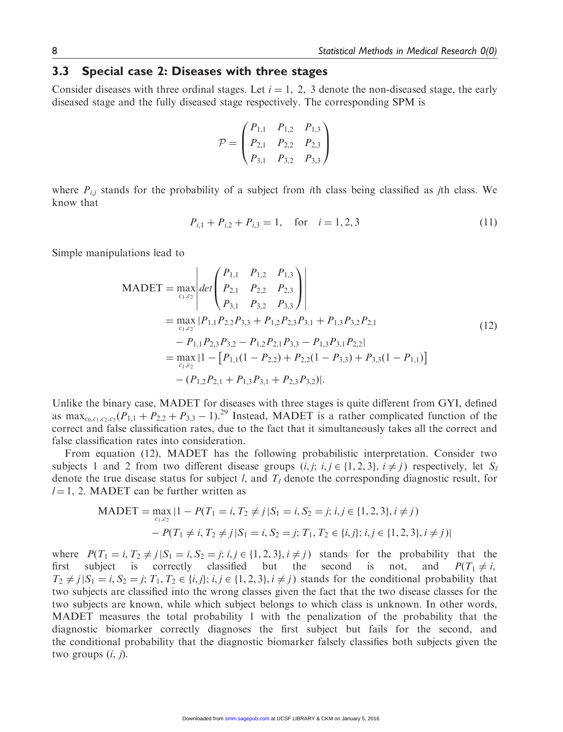### 3.3 Special case 2: Diseases with three stages

Consider diseases with three ordinal stages. Let $i = 1,\ 2,\ 3$ denote the non-diseased stage, the early diseased stage and the fully diseased stage respectively. The corresponding SPM is

$$\mathcal{P} = \begin{pmatrix} P_{1,1} & P_{1,2} & P_{1,3} \\ P_{2,1} & P_{2,2} & P_{2,3} \\ P_{3,1} & P_{3,2} & P_{3,3} \end{pmatrix}$$

where $P_{i,j}$ stands for the probability of a subject from $i$th class being classified as $j$th class. We know that

$$P_{i,1} + P_{i,2} + P_{i,3} = 1, \quad \text{for} \quad i = 1, 2, 3 \tag{11}$$

Simple manipulations lead to

$$\begin{aligned}
\text{MADET} &= \max_{c_1, c_2} \left| det \begin{pmatrix} P_{1,1} & P_{1,2} & P_{1,3} \\ P_{2,1} & P_{2,2} & P_{2,3} \\ P_{3,1} & P_{3,2} & P_{3,3} \end{pmatrix} \right| \\
&= \max_{c_1, c_2} |P_{1,1} P_{2.2} P_{3,3} + P_{1,2} P_{2,3} P_{3,1} + P_{1,3} P_{3,2} P_{2,1} \\
&\quad - P_{1,1} P_{2,3} P_{3,2} - P_{1,2} P_{2,1} P_{3,3} - P_{1,3} P_{3,1} P_{2,2}| \\
&= \max_{c_1, c_2} |1 - \left[ P_{1,1}(1 - P_{2,2}) + P_{2,2}(1 - P_{3,3}) + P_{3,3}(1 - P_{1,1}) \right] \\
&\quad - (P_{1,2} P_{2,1} + P_{1,3} P_{3,1} + P_{2,3} P_{3,2})|.
\end{aligned} \tag{12}$$

Unlike the binary case, MADET for diseases with three stages is quite different from GYI, defined as $\max_{c_0, c_1, c_2, c_3}(P_{1,1} + P_{2,2} + P_{3,3} - 1)$.[29] Instead, MADET is a rather complicated function of the correct and false classification rates, due to the fact that it simultaneously takes all the correct and false classification rates into consideration.

From equation (12), MADET has the following probabilistic interpretation. Consider two subjects 1 and 2 from two different disease groups $(i, j;\ i, j \in \{1, 2, 3\},\ i \neq j)$ respectively, let $S_l$ denote the true disease status for subject $l$, and $T_l$ denote the corresponding diagnostic result, for $l = 1,\ 2$. MADET can be further written as

$$\begin{aligned}
\text{MADET} = \max_{c_1, c_2} |1 &- P(T_1 = i, T_2 \neq j \,|\, S_1 = i, S_2 = j; i, j \in \{1, 2, 3\}, i \neq j) \\
&- P(T_1 \neq i, T_2 \neq j \,|\, S_1 = i, S_2 = j; T_1, T_2 \in \{i, j\}; i, j \in \{1, 2, 3\}, i \neq j)|
\end{aligned}$$

where $P(T_1 = i, T_2 \neq j \,|\, S_1 = i, S_2 = j; i, j \in \{1, 2, 3\}, i \neq j)$ stands for the probability that the first subject is correctly classified but the second is not, and $P(T_1 \neq i, T_2 \neq j \,|\, S_1 = i, S_2 = j; T_1, T_2 \in \{i, j\}; i, j \in \{1, 2, 3\}, i \neq j)$ stands for the conditional probability that two subjects are classified into the wrong classes given the fact that the two disease classes for the two subjects are known, while which subject belongs to which class is unknown. In other words, MADET measures the total probability 1 with the penalization of the probability that the diagnostic biomarker correctly diagnoses the first subject but fails for the second, and the conditional probability that the diagnostic biomarker falsely classifies both subjects given the two groups $(i,\ j)$.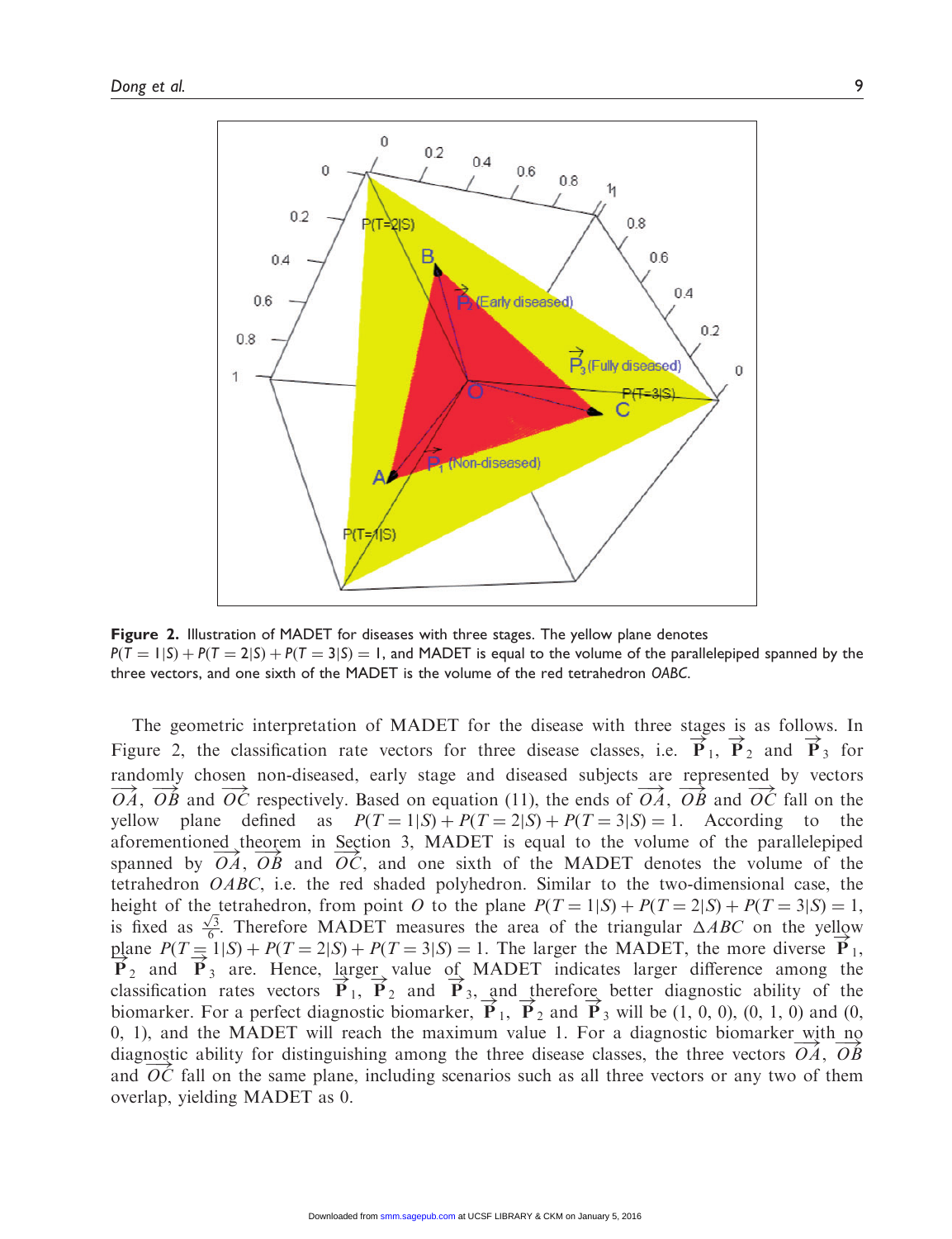**Figure 2.** Illustration of MADET for diseases with three stages. The yellow plane denotes $P(T=1|S)+P(T=2|S)+P(T=3|S)=1$, and MADET is equal to the volume of the parallelepiped spanned by the three vectors, and one sixth of the MADET is the volume of the red tetrahedron $OABC$.

The geometric interpretation of MADET for the disease with three stages is as follows. In Figure 2, the classification rate vectors for three disease classes, i.e. $\vec{\mathbf{P}}_1$, $\vec{\mathbf{P}}_2$ and $\vec{\mathbf{P}}_3$ for randomly chosen non-diseased, early stage and diseased subjects are represented by vectors $\overrightarrow{OA}$, $\overrightarrow{OB}$ and $\overrightarrow{OC}$ respectively. Based on equation (11), the ends of $\overrightarrow{OA}$, $\overrightarrow{OB}$ and $\overrightarrow{OC}$ fall on the yellow plane defined as $P(T=1|S)+P(T=2|S)+P(T=3|S)=1$. According to the aforementioned theorem in Section 3, MADET is equal to the volume of the parallelepiped spanned by $\overrightarrow{OA}$, $\overrightarrow{OB}$ and $\overrightarrow{OC}$, and one sixth of the MADET denotes the volume of the tetrahedron $OABC$, i.e. the red shaded polyhedron. Similar to the two-dimensional case, the height of the tetrahedron, from point $O$ to the plane $P(T=1|S)+P(T=2|S)+P(T=3|S)=1$, is fixed as $\frac{\sqrt{3}}{6}$. Therefore MADET measures the area of the triangular $\Delta ABC$ on the yellow plane $P(T=1|S)+P(T=2|S)+P(T=3|S)=1$. The larger the MADET, the more diverse $\vec{\mathbf{P}}_1$, $\vec{\mathbf{P}}_2$ and $\vec{\mathbf{P}}_3$ are. Hence, larger value of MADET indicates larger difference among the classification rates vectors $\vec{\mathbf{P}}_1$, $\vec{\mathbf{P}}_2$ and $\vec{\mathbf{P}}_3$, and therefore better diagnostic ability of the biomarker. For a perfect diagnostic biomarker, $\vec{\mathbf{P}}_1$, $\vec{\mathbf{P}}_2$ and $\vec{\mathbf{P}}_3$ will be (1, 0, 0), (0, 1, 0) and (0, 0, 1), and the MADET will reach the maximum value 1. For a diagnostic biomarker with no diagnostic ability for distinguishing among the three disease classes, the three vectors $\overrightarrow{OA}$, $\overrightarrow{OB}$ and $\overrightarrow{OC}$ fall on the same plane, including scenarios such as all three vectors or any two of them overlap, yielding MADET as 0.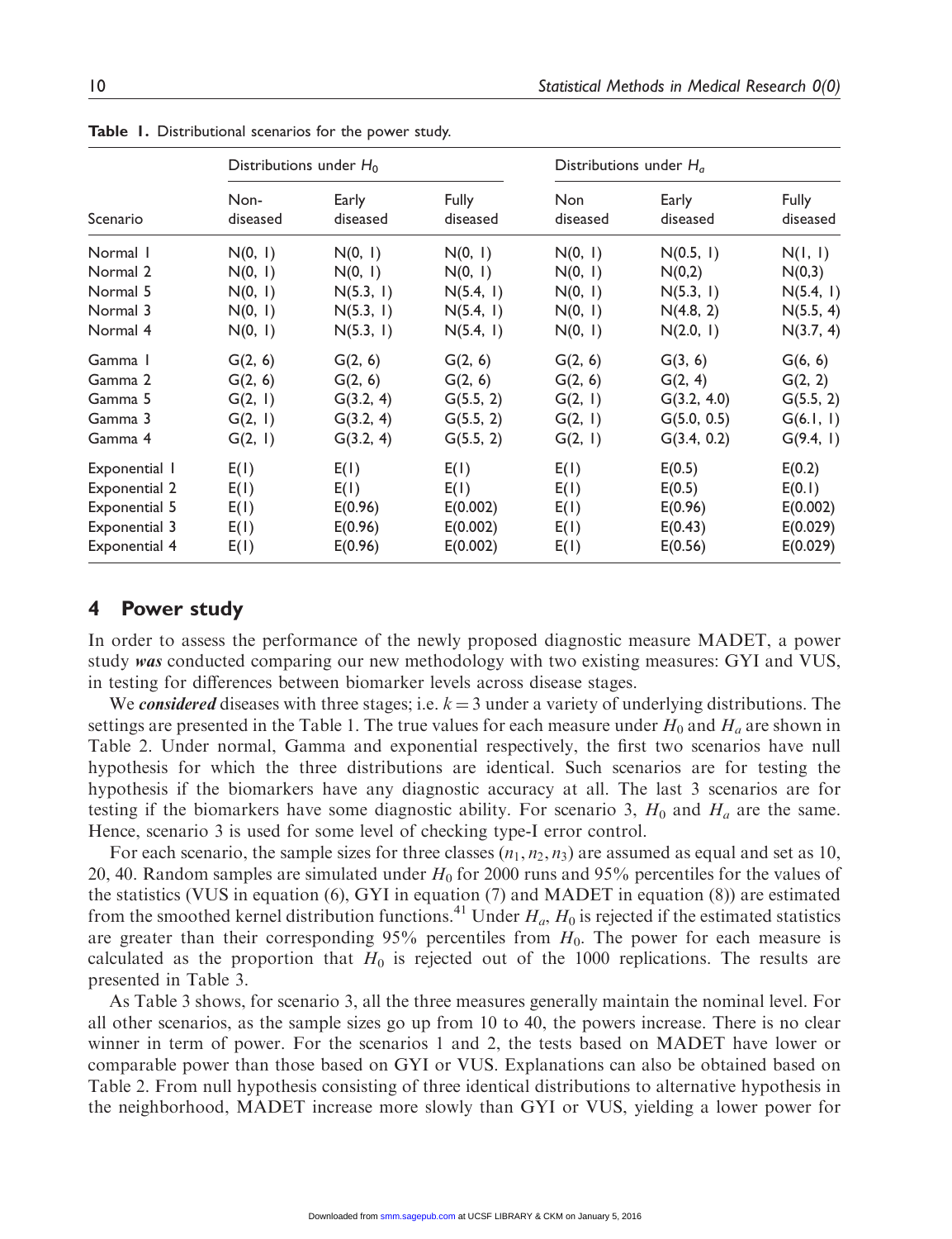**Table 1.** Distributional scenarios for the power study.

| Scenario | Distributions under $H_0$ | | | Distributions under $H_a$ | | |
|---|---|---|---|---|---|---|
| | Non-diseased | Early diseased | Fully diseased | Non diseased | Early diseased | Fully diseased |
| Normal 1 | N(0, 1) | N(0, 1) | N(0, 1) | N(0, 1) | N(0.5, 1) | N(1, 1) |
| Normal 2 | N(0, 1) | N(0, 1) | N(0, 1) | N(0, 1) | N(0,2) | N(0,3) |
| Normal 5 | N(0, 1) | N(5.3, 1) | N(5.4, 1) | N(0, 1) | N(5.3, 1) | N(5.4, 1) |
| Normal 3 | N(0, 1) | N(5.3, 1) | N(5.4, 1) | N(0, 1) | N(4.8, 2) | N(5.5, 4) |
| Normal 4 | N(0, 1) | N(5.3, 1) | N(5.4, 1) | N(0, 1) | N(2.0, 1) | N(3.7, 4) |
| Gamma 1 | G(2, 6) | G(2, 6) | G(2, 6) | G(2, 6) | G(3, 6) | G(6, 6) |
| Gamma 2 | G(2, 6) | G(2, 6) | G(2, 6) | G(2, 6) | G(2, 4) | G(2, 2) |
| Gamma 5 | G(2, 1) | G(3.2, 4) | G(5.5, 2) | G(2, 1) | G(3.2, 4.0) | G(5.5, 2) |
| Gamma 3 | G(2, 1) | G(3.2, 4) | G(5.5, 2) | G(2, 1) | G(5.0, 0.5) | G(6.1, 1) |
| Gamma 4 | G(2, 1) | G(3.2, 4) | G(5.5, 2) | G(2, 1) | G(3.4, 0.2) | G(9.4, 1) |
| Exponential 1 | E(1) | E(1) | E(1) | E(1) | E(0.5) | E(0.2) |
| Exponential 2 | E(1) | E(1) | E(1) | E(1) | E(0.5) | E(0.1) |
| Exponential 5 | E(1) | E(0.96) | E(0.002) | E(1) | E(0.96) | E(0.002) |
| Exponential 3 | E(1) | E(0.96) | E(0.002) | E(1) | E(0.43) | E(0.029) |
| Exponential 4 | E(1) | E(0.96) | E(0.002) | E(1) | E(0.56) | E(0.029) |

## 4 Power study

In order to assess the performance of the newly proposed diagnostic measure MADET, a power study ***was*** conducted comparing our new methodology with two existing measures: GYI and VUS, in testing for differences between biomarker levels across disease stages.

We ***considered*** diseases with three stages; i.e. $k = 3$ under a variety of underlying distributions. The settings are presented in the Table 1. The true values for each measure under $H_0$ and $H_a$ are shown in Table 2. Under normal, Gamma and exponential respectively, the first two scenarios have null hypothesis for which the three distributions are identical. Such scenarios are for testing the hypothesis if the biomarkers have any diagnostic accuracy at all. The last 3 scenarios are for testing if the biomarkers have some diagnostic ability. For scenario 3, $H_0$ and $H_a$ are the same. Hence, scenario 3 is used for some level of checking type-I error control.

For each scenario, the sample sizes for three classes $(n_1, n_2, n_3)$ are assumed as equal and set as 10, 20, 40. Random samples are simulated under $H_0$ for 2000 runs and 95% percentiles for the values of the statistics (VUS in equation (6), GYI in equation (7) and MADET in equation (8)) are estimated from the smoothed kernel distribution functions.[41] Under $H_a$, $H_0$ is rejected if the estimated statistics are greater than their corresponding 95% percentiles from $H_0$. The power for each measure is calculated as the proportion that $H_0$ is rejected out of the 1000 replications. The results are presented in Table 3.

As Table 3 shows, for scenario 3, all the three measures generally maintain the nominal level. For all other scenarios, as the sample sizes go up from 10 to 40, the powers increase. There is no clear winner in term of power. For the scenarios 1 and 2, the tests based on MADET have lower or comparable power than those based on GYI or VUS. Explanations can also be obtained based on Table 2. From null hypothesis consisting of three identical distributions to alternative hypothesis in the neighborhood, MADET increase more slowly than GYI or VUS, yielding a lower power for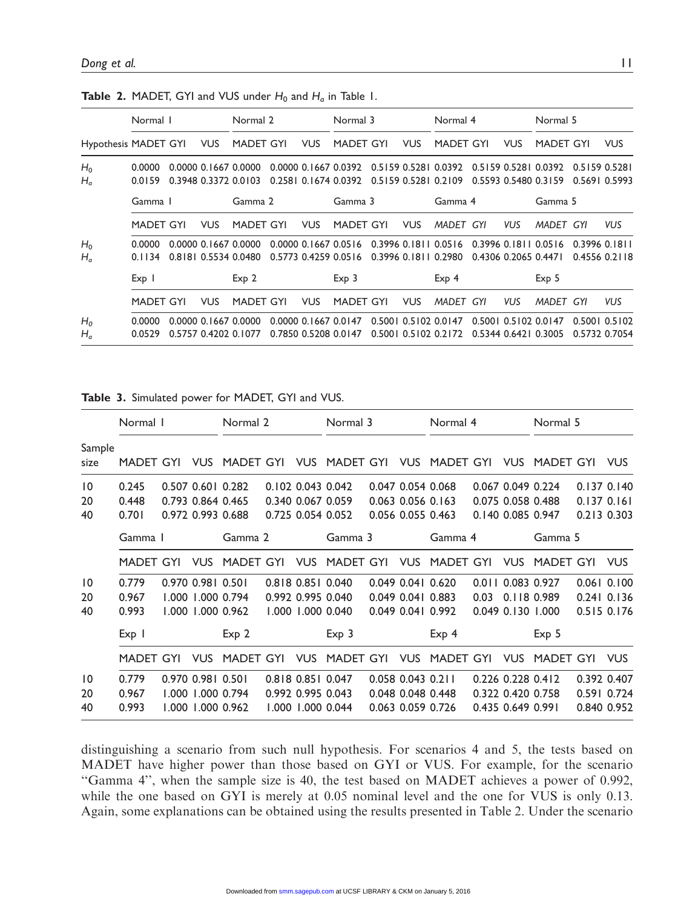**Table 2.** MADET, GYI and VUS under $H_0$ and $H_a$ in Table 1.

| | Normal 1 | | | Normal 2 | | | Normal 3 | | | Normal 4 | | | Normal 5 | | |
|---|---|---|---|---|---|---|---|---|---|---|---|---|---|---|---|
| Hypothesis | MADET | GYI | VUS | MADET | GYI | VUS | MADET | GYI | VUS | MADET | GYI | VUS | MADET | GYI | VUS |
| $H_0$ | 0.0000 | 0.0000 | 0.1667 | 0.0000 | 0.0000 | 0.1667 | 0.0392 | 0.5159 | 0.5281 | 0.0392 | 0.5159 | 0.5281 | 0.0392 | 0.5159 | 0.5281 |
| $H_a$ | 0.0159 | 0.3948 | 0.3372 | 0.0103 | 0.2581 | 0.1674 | 0.0392 | 0.5159 | 0.5281 | 0.2109 | 0.5593 | 0.5480 | 0.3159 | 0.5691 | 0.5993 |
| | Gamma 1 | | | Gamma 2 | | | Gamma 3 | | | Gamma 4 | | | Gamma 5 | | |
| | MADET | GYI | VUS | MADET | GYI | VUS | MADET | GYI | VUS | *MADET* | *GYI* | *VUS* | *MADET* | *GYI* | *VUS* |
| $H_0$ | 0.0000 | 0.0000 | 0.1667 | 0.0000 | 0.0000 | 0.1667 | 0.0516 | 0.3996 | 0.1811 | 0.0516 | 0.3996 | 0.1811 | 0.0516 | 0.3996 | 0.1811 |
| $H_a$ | 0.1134 | 0.8181 | 0.5534 | 0.0480 | 0.5773 | 0.4259 | 0.0516 | 0.3996 | 0.1811 | 0.2980 | 0.4306 | 0.2065 | 0.4471 | 0.4556 | 0.2118 |
| | Exp 1 | | | Exp 2 | | | Exp 3 | | | Exp 4 | | | Exp 5 | | |
| | MADET | GYI | VUS | MADET | GYI | VUS | MADET | GYI | VUS | *MADET* | *GYI* | *VUS* | *MADET* | *GYI* | *VUS* |
| $H_0$ | 0.0000 | 0.0000 | 0.1667 | 0.0000 | 0.0000 | 0.1667 | 0.0147 | 0.5001 | 0.5102 | 0.0147 | 0.5001 | 0.5102 | 0.0147 | 0.5001 | 0.5102 |
| $H_a$ | 0.0529 | 0.5757 | 0.4202 | 0.1077 | 0.7850 | 0.5208 | 0.0147 | 0.5001 | 0.5102 | 0.2172 | 0.5344 | 0.6421 | 0.3005 | 0.5732 | 0.7054 |

**Table 3.** Simulated power for MADET, GYI and VUS.

| | Normal 1 | | | Normal 2 | | | Normal 3 | | | Normal 4 | | | Normal 5 | | |
|---|---|---|---|---|---|---|---|---|---|---|---|---|---|---|---|
| Sample size | MADET | GYI | VUS | MADET | GYI | VUS | MADET | GYI | VUS | MADET | GYI | VUS | MADET | GYI | VUS |
| 10 | 0.245 | 0.507 | 0.601 | 0.282 | 0.102 | 0.043 | 0.042 | 0.047 | 0.054 | 0.068 | 0.067 | 0.049 | 0.224 | 0.137 | 0.140 |
| 20 | 0.448 | 0.793 | 0.864 | 0.465 | 0.340 | 0.067 | 0.059 | 0.063 | 0.056 | 0.163 | 0.075 | 0.058 | 0.488 | 0.137 | 0.161 |
| 40 | 0.701 | 0.972 | 0.993 | 0.688 | 0.725 | 0.054 | 0.052 | 0.056 | 0.055 | 0.463 | 0.140 | 0.085 | 0.947 | 0.213 | 0.303 |
| | Gamma 1 | | | Gamma 2 | | | Gamma 3 | | | Gamma 4 | | | Gamma 5 | | |
| | MADET | GYI | VUS | MADET | GYI | VUS | MADET | GYI | VUS | MADET | GYI | VUS | MADET | GYI | VUS |
| 10 | 0.779 | 0.970 | 0.981 | 0.501 | 0.818 | 0.851 | 0.040 | 0.049 | 0.041 | 0.620 | 0.011 | 0.083 | 0.927 | 0.061 | 0.100 |
| 20 | 0.967 | 1.000 | 1.000 | 0.794 | 0.992 | 0.995 | 0.040 | 0.049 | 0.041 | 0.883 | 0.03 | 0.118 | 0.989 | 0.241 | 0.136 |
| 40 | 0.993 | 1.000 | 1.000 | 0.962 | 1.000 | 1.000 | 0.040 | 0.049 | 0.041 | 0.992 | 0.049 | 0.130 | 1.000 | 0.515 | 0.176 |
| | Exp 1 | | | Exp 2 | | | Exp 3 | | | Exp 4 | | | Exp 5 | | |
| | MADET | GYI | VUS | MADET | GYI | VUS | MADET | GYI | VUS | MADET | GYI | VUS | MADET | GYI | VUS |
| 10 | 0.779 | 0.970 | 0.981 | 0.501 | 0.818 | 0.851 | 0.047 | 0.058 | 0.043 | 0.211 | 0.226 | 0.228 | 0.412 | 0.392 | 0.407 |
| 20 | 0.967 | 1.000 | 1.000 | 0.794 | 0.992 | 0.995 | 0.043 | 0.048 | 0.048 | 0.448 | 0.322 | 0.420 | 0.758 | 0.591 | 0.724 |
| 40 | 0.993 | 1.000 | 1.000 | 0.962 | 1.000 | 1.000 | 0.044 | 0.063 | 0.059 | 0.726 | 0.435 | 0.649 | 0.991 | 0.840 | 0.952 |

distinguishing a scenario from such null hypothesis. For scenarios 4 and 5, the tests based on MADET have higher power than those based on GYI or VUS. For example, for the scenario "Gamma 4", when the sample size is 40, the test based on MADET achieves a power of 0.992, while the one based on GYI is merely at 0.05 nominal level and the one for VUS is only 0.13. Again, some explanations can be obtained using the results presented in Table 2. Under the scenario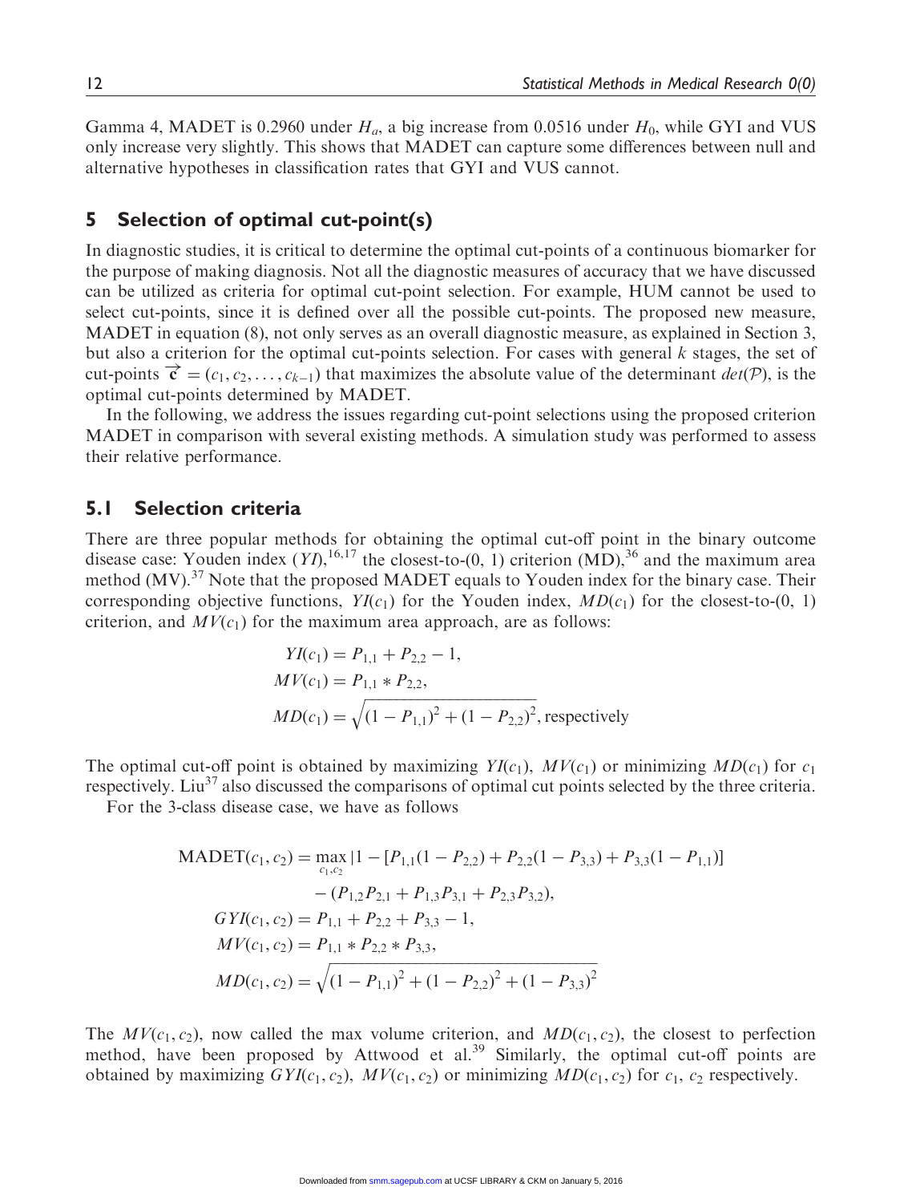Gamma 4, MADET is 0.2960 under $H_a$, a big increase from 0.0516 under $H_0$, while GYI and VUS only increase very slightly. This shows that MADET can capture some differences between null and alternative hypotheses in classification rates that GYI and VUS cannot.

## 5 Selection of optimal cut-point(s)

In diagnostic studies, it is critical to determine the optimal cut-points of a continuous biomarker for the purpose of making diagnosis. Not all the diagnostic measures of accuracy that we have discussed can be utilized as criteria for optimal cut-point selection. For example, HUM cannot be used to select cut-points, since it is defined over all the possible cut-points. The proposed new measure, MADET in equation (8), not only serves as an overall diagnostic measure, as explained in Section 3, but also a criterion for the optimal cut-points selection. For cases with general $k$ stages, the set of cut-points $\overrightarrow{\mathbf{c}} = (c_1, c_2, \ldots, c_{k-1})$ that maximizes the absolute value of the determinant $det(\mathcal{P})$, is the optimal cut-points determined by MADET.

In the following, we address the issues regarding cut-point selections using the proposed criterion MADET in comparison with several existing methods. A simulation study was performed to assess their relative performance.

### 5.1 Selection criteria

There are three popular methods for obtaining the optimal cut-off point in the binary outcome disease case: Youden index ($YI$),[16,17] the closest-to-(0, 1) criterion (MD),[36] and the maximum area method (MV).[37] Note that the proposed MADET equals to Youden index for the binary case. Their corresponding objective functions, $YI(c_1)$ for the Youden index, $MD(c_1)$ for the closest-to-(0, 1) criterion, and $MV(c_1)$ for the maximum area approach, are as follows:

$$
\begin{aligned}
YI(c_1) &= P_{1,1} + P_{2,2} - 1, \\
MV(c_1) &= P_{1,1} * P_{2,2}, \\
MD(c_1) &= \sqrt{(1 - P_{1,1})^2 + (1 - P_{2,2})^2}, \text{respectively}
\end{aligned}
$$

The optimal cut-off point is obtained by maximizing $YI(c_1)$, $MV(c_1)$ or minimizing $MD(c_1)$ for $c_1$ respectively. Liu[37] also discussed the comparisons of optimal cut points selected by the three criteria.

For the 3-class disease case, we have as follows

$$
\begin{aligned}
\text{MADET}(c_1, c_2) &= \max_{c_1, c_2} |1 - [P_{1,1}(1 - P_{2,2}) + P_{2,2}(1 - P_{3,3}) + P_{3,3}(1 - P_{1,1})] \\
&\quad - (P_{1,2}P_{2,1} + P_{1,3}P_{3,1} + P_{2,3}P_{3,2}), \\
GYI(c_1, c_2) &= P_{1,1} + P_{2,2} + P_{3,3} - 1, \\
MV(c_1, c_2) &= P_{1,1} * P_{2,2} * P_{3,3}, \\
MD(c_1, c_2) &= \sqrt{(1 - P_{1,1})^2 + (1 - P_{2,2})^2 + (1 - P_{3,3})^2}
\end{aligned}
$$

The $MV(c_1, c_2)$, now called the max volume criterion, and $MD(c_1, c_2)$, the closest to perfection method, have been proposed by Attwood et al.[39] Similarly, the optimal cut-off points are obtained by maximizing $GYI(c_1, c_2)$, $MV(c_1, c_2)$ or minimizing $MD(c_1, c_2)$ for $c_1$, $c_2$ respectively.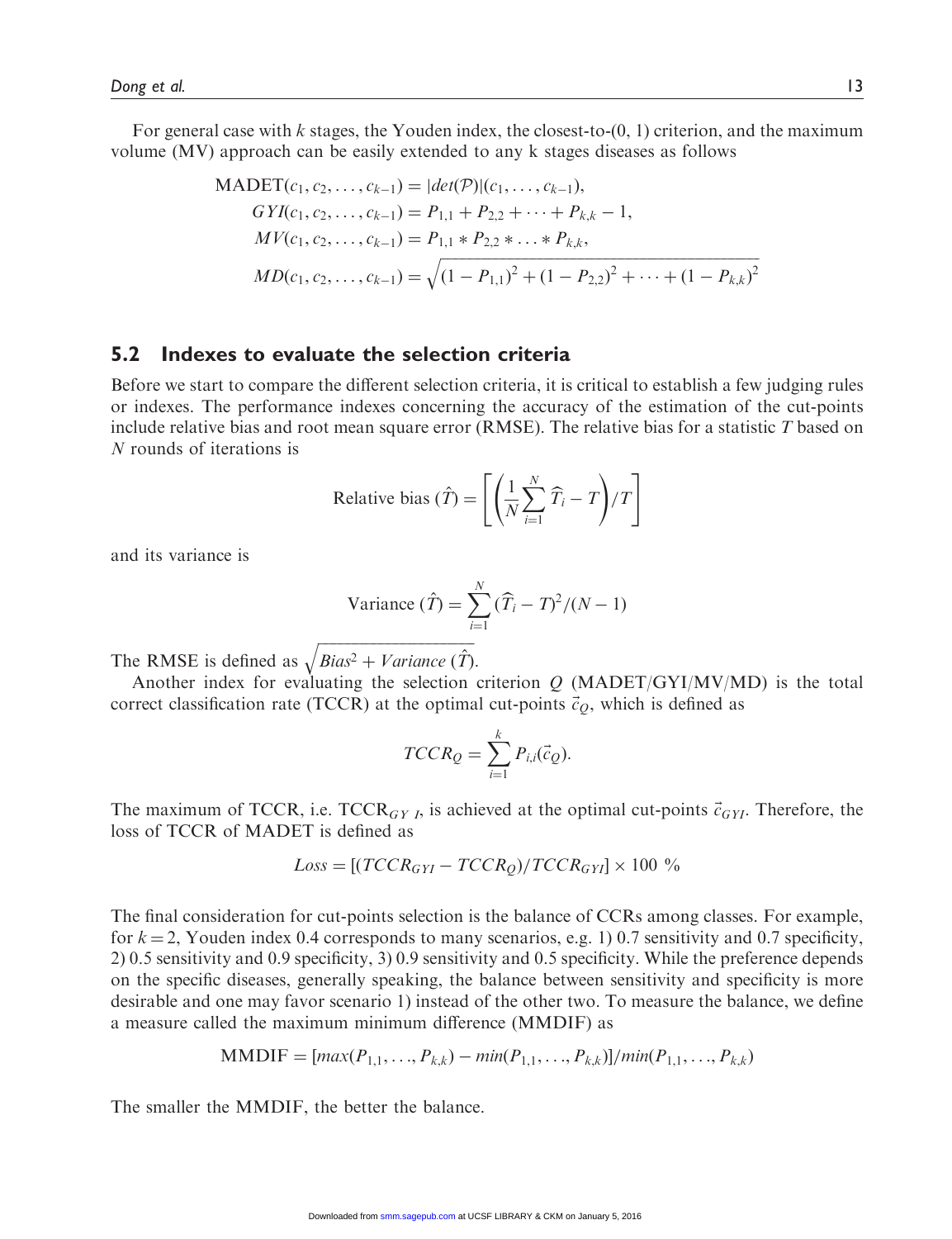For general case with k stages, the Youden index, the closest-to-(0, 1) criterion, and the maximum volume (MV) approach can be easily extended to any k stages diseases as follows

$$
\begin{aligned}
\text{MADET}(c_1, c_2, \ldots, c_{k-1}) &= |det(\mathcal{P})|(c_1, \ldots, c_{k-1}), \\
GYI(c_1, c_2, \ldots, c_{k-1}) &= P_{1,1} + P_{2,2} + \cdots + P_{k,k} - 1, \\
MV(c_1, c_2, \ldots, c_{k-1}) &= P_{1,1} * P_{2,2} * \ldots * P_{k,k}, \\
MD(c_1, c_2, \ldots, c_{k-1}) &= \sqrt{(1 - P_{1,1})^2 + (1 - P_{2,2})^2 + \cdots + (1 - P_{k,k})^2}
\end{aligned}
$$

## 5.2 Indexes to evaluate the selection criteria

Before we start to compare the different selection criteria, it is critical to establish a few judging rules or indexes. The performance indexes concerning the accuracy of the estimation of the cut-points include relative bias and root mean square error (RMSE). The relative bias for a statistic $T$ based on $N$ rounds of iterations is

$$
\text{Relative bias } (\hat{T}) = \left[ \left( \frac{1}{N} \sum_{i=1}^{N} \widehat{T}_i - T \right) / T \right]
$$

and its variance is

$$
\text{Variance } (\hat{T}) = \sum_{i=1}^{N} (\widehat{T}_i - T)^2 / (N - 1)
$$

The RMSE is defined as $\sqrt{Bias^2 + Variance\ (\hat{T})}$.

Another index for evaluating the selection criterion $Q$ (MADET/GYI/MV/MD) is the total correct classification rate (TCCR) at the optimal cut-points $\vec{c}_Q$, which is defined as

$$
TCCR_Q = \sum_{i=1}^{k} P_{i,i}(\vec{c}_Q).
$$

The maximum of TCCR, i.e. $\text{TCCR}_{GYI}$, is achieved at the optimal cut-points $\vec{c}_{GYI}$. Therefore, the loss of TCCR of MADET is defined as

$$
Loss = [(TCCR_{GYI} - TCCR_Q)/TCCR_{GYI}] \times 100\ \%
$$

The final consideration for cut-points selection is the balance of CCRs among classes. For example, for $k = 2$, Youden index 0.4 corresponds to many scenarios, e.g. 1) 0.7 sensitivity and 0.7 specificity, 2) 0.5 sensitivity and 0.9 specificity, 3) 0.9 sensitivity and 0.5 specificity. While the preference depends on the specific diseases, generally speaking, the balance between sensitivity and specificity is more desirable and one may favor scenario 1) instead of the other two. To measure the balance, we define a measure called the maximum minimum difference (MMDIF) as

$$
\text{MMDIF} = [max(P_{1,1}, \ldots, P_{k,k}) - min(P_{1,1}, \ldots, P_{k,k})]/min(P_{1,1}, \ldots, P_{k,k})
$$

The smaller the MMDIF, the better the balance.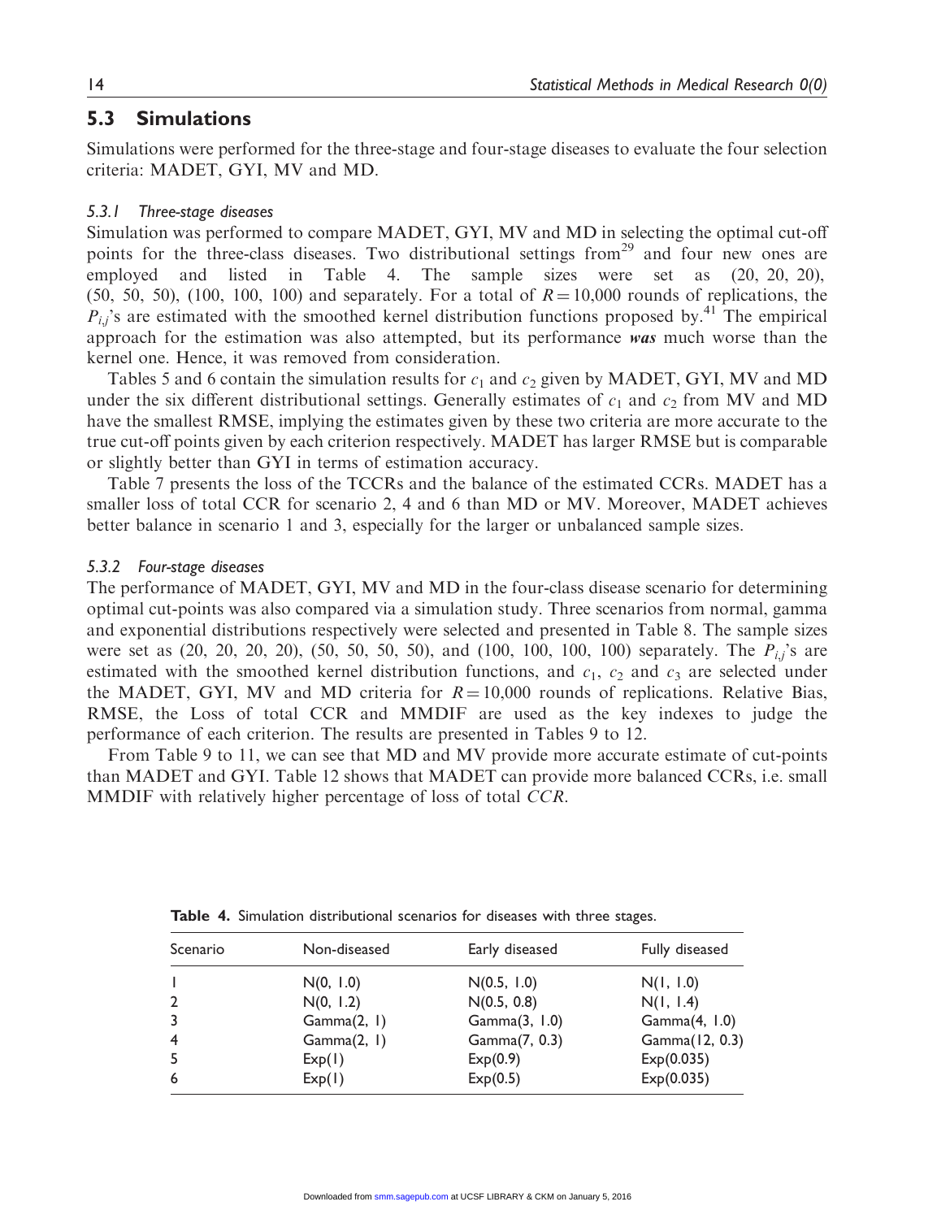## 5.3 Simulations

Simulations were performed for the three-stage and four-stage diseases to evaluate the four selection criteria: MADET, GYI, MV and MD.

### 5.3.1 Three-stage diseases

Simulation was performed to compare MADET, GYI, MV and MD in selecting the optimal cut-off points for the three-class diseases. Two distributional settings from[29] and four new ones are employed and listed in Table 4. The sample sizes were set as (20, 20, 20), (50, 50, 50), (100, 100, 100) and separately. For a total of $R = 10{,}000$ rounds of replications, the $P_{i,j}$'s are estimated with the smoothed kernel distribution functions proposed by.[41] The empirical approach for the estimation was also attempted, but its performance ***was*** much worse than the kernel one. Hence, it was removed from consideration.

Tables 5 and 6 contain the simulation results for $c_1$ and $c_2$ given by MADET, GYI, MV and MD under the six different distributional settings. Generally estimates of $c_1$ and $c_2$ from MV and MD have the smallest RMSE, implying the estimates given by these two criteria are more accurate to the true cut-off points given by each criterion respectively. MADET has larger RMSE but is comparable or slightly better than GYI in terms of estimation accuracy.

Table 7 presents the loss of the TCCRs and the balance of the estimated CCRs. MADET has a smaller loss of total CCR for scenario 2, 4 and 6 than MD or MV. Moreover, MADET achieves better balance in scenario 1 and 3, especially for the larger or unbalanced sample sizes.

### 5.3.2 Four-stage diseases

The performance of MADET, GYI, MV and MD in the four-class disease scenario for determining optimal cut-points was also compared via a simulation study. Three scenarios from normal, gamma and exponential distributions respectively were selected and presented in Table 8. The sample sizes were set as (20, 20, 20, 20), (50, 50, 50, 50), and (100, 100, 100, 100) separately. The $P_{i,j}$'s are estimated with the smoothed kernel distribution functions, and $c_1$, $c_2$ and $c_3$ are selected under the MADET, GYI, MV and MD criteria for $R = 10{,}000$ rounds of replications. Relative Bias, RMSE, the Loss of total CCR and MMDIF are used as the key indexes to judge the performance of each criterion. The results are presented in Tables 9 to 12.

From Table 9 to 11, we can see that MD and MV provide more accurate estimate of cut-points than MADET and GYI. Table 12 shows that MADET can provide more balanced CCRs, i.e. small MMDIF with relatively higher percentage of loss of total *CCR*.

**Table 4.** Simulation distributional scenarios for diseases with three stages.

| Scenario | Non-diseased | Early diseased | Fully diseased |
|---|---|---|---|
| 1 | N(0, 1.0) | N(0.5, 1.0) | N(1, 1.0) |
| 2 | N(0, 1.2) | N(0.5, 0.8) | N(1, 1.4) |
| 3 | Gamma(2, 1) | Gamma(3, 1.0) | Gamma(4, 1.0) |
| 4 | Gamma(2, 1) | Gamma(7, 0.3) | Gamma(12, 0.3) |
| 5 | Exp(1) | Exp(0.9) | Exp(0.035) |
| 6 | Exp(1) | Exp(0.5) | Exp(0.035) |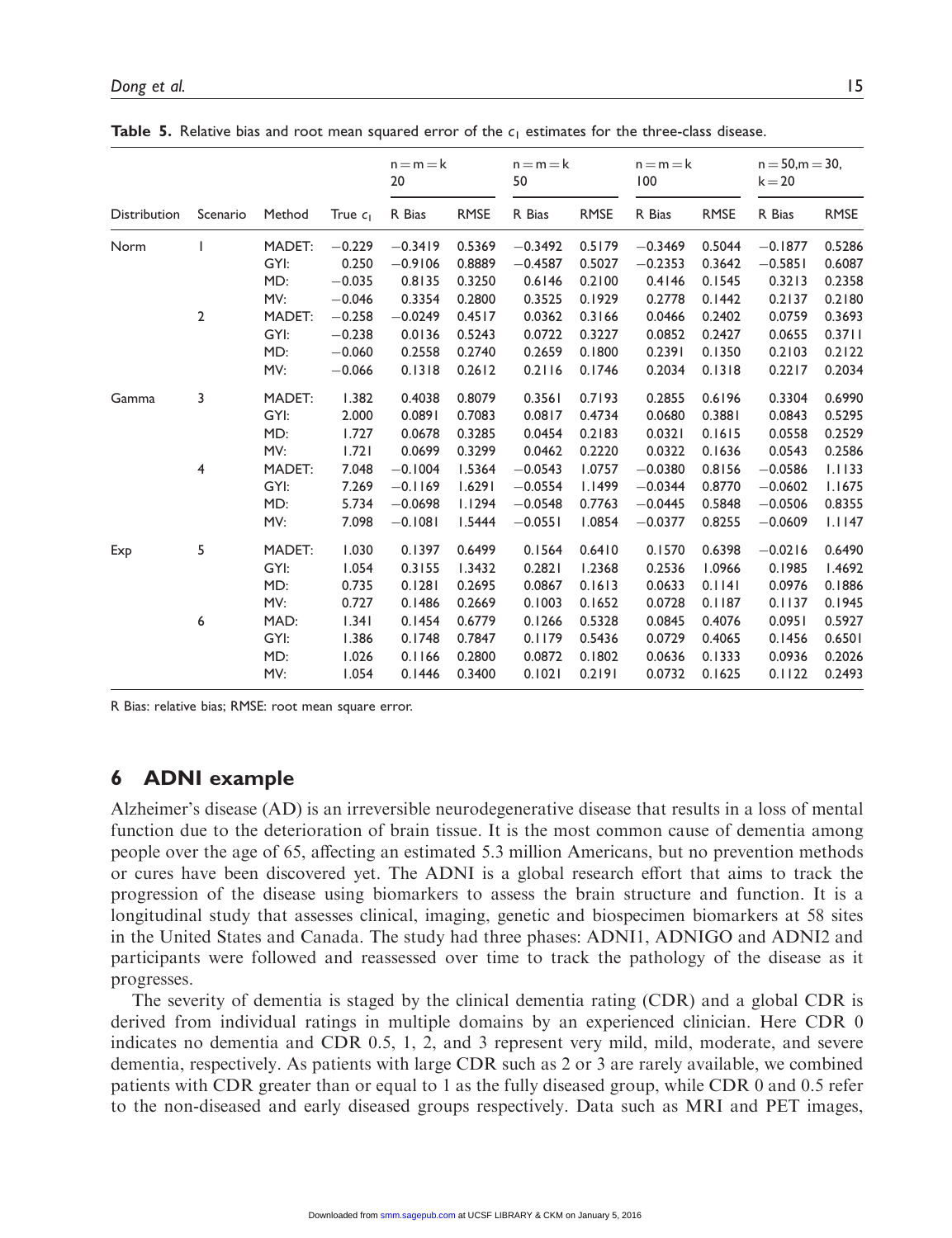**Table 5.** Relative bias and root mean squared error of the $c_l$ estimates for the three-class disease.

| Distribution | Scenario | Method | True $c_l$ | n = m = k 20 | | n = m = k 50 | | n = m = k 100 | | n = 50, m = 30, k = 20 | |
|---|---|---|---|---|---|---|---|---|---|---|---|
| | | | | R Bias | RMSE | R Bias | RMSE | R Bias | RMSE | R Bias | RMSE |
| Norm | 1 | MADET: | −0.229 | −0.3419 | 0.5369 | −0.3492 | 0.5179 | −0.3469 | 0.5044 | −0.1877 | 0.5286 |
| | | GYI: | 0.250 | −0.9106 | 0.8889 | −0.4587 | 0.5027 | −0.2353 | 0.3642 | −0.5851 | 0.6087 |
| | | MD: | −0.035 | 0.8135 | 0.3250 | 0.6146 | 0.2100 | 0.4146 | 0.1545 | 0.3213 | 0.2358 |
| | | MV: | −0.046 | 0.3354 | 0.2800 | 0.3525 | 0.1929 | 0.2778 | 0.1442 | 0.2137 | 0.2180 |
| | 2 | MADET: | −0.258 | −0.0249 | 0.4517 | 0.0362 | 0.3166 | 0.0466 | 0.2402 | 0.0759 | 0.3693 |
| | | GYI: | −0.238 | 0.0136 | 0.5243 | 0.0722 | 0.3227 | 0.0852 | 0.2427 | 0.0655 | 0.3711 |
| | | MD: | −0.060 | 0.2558 | 0.2740 | 0.2659 | 0.1800 | 0.2391 | 0.1350 | 0.2103 | 0.2122 |
| | | MV: | −0.066 | 0.1318 | 0.2612 | 0.2116 | 0.1746 | 0.2034 | 0.1318 | 0.2217 | 0.2034 |
| Gamma | 3 | MADET: | 1.382 | 0.4038 | 0.8079 | 0.3561 | 0.7193 | 0.2855 | 0.6196 | 0.3304 | 0.6990 |
| | | GYI: | 2.000 | 0.0891 | 0.7083 | 0.0817 | 0.4734 | 0.0680 | 0.3881 | 0.0843 | 0.5295 |
| | | MD: | 1.727 | 0.0678 | 0.3285 | 0.0454 | 0.2183 | 0.0321 | 0.1615 | 0.0558 | 0.2529 |
| | | MV: | 1.721 | 0.0699 | 0.3299 | 0.0462 | 0.2220 | 0.0322 | 0.1636 | 0.0543 | 0.2586 |
| | 4 | MADET: | 7.048 | −0.1004 | 1.5364 | −0.0543 | 1.0757 | −0.0380 | 0.8156 | −0.0586 | 1.1133 |
| | | GYI: | 7.269 | −0.1169 | 1.6291 | −0.0554 | 1.1499 | −0.0344 | 0.8770 | −0.0602 | 1.1675 |
| | | MD: | 5.734 | −0.0698 | 1.1294 | −0.0548 | 0.7763 | −0.0445 | 0.5848 | −0.0506 | 0.8355 |
| | | MV: | 7.098 | −0.1081 | 1.5444 | −0.0551 | 1.0854 | −0.0377 | 0.8255 | −0.0609 | 1.1147 |
| Exp | 5 | MADET: | 1.030 | 0.1397 | 0.6499 | 0.1564 | 0.6410 | 0.1570 | 0.6398 | −0.0216 | 0.6490 |
| | | GYI: | 1.054 | 0.3155 | 1.3432 | 0.2821 | 1.2368 | 0.2536 | 1.0966 | 0.1985 | 1.4692 |
| | | MD: | 0.735 | 0.1281 | 0.2695 | 0.0867 | 0.1613 | 0.0633 | 0.1141 | 0.0976 | 0.1886 |
| | | MV: | 0.727 | 0.1486 | 0.2669 | 0.1003 | 0.1652 | 0.0728 | 0.1187 | 0.1137 | 0.1945 |
| | 6 | MAD: | 1.341 | 0.1454 | 0.6779 | 0.1266 | 0.5328 | 0.0845 | 0.4076 | 0.0951 | 0.5927 |
| | | GYI: | 1.386 | 0.1748 | 0.7847 | 0.1179 | 0.5436 | 0.0729 | 0.4065 | 0.1456 | 0.6501 |
| | | MD: | 1.026 | 0.1166 | 0.2800 | 0.0872 | 0.1802 | 0.0636 | 0.1333 | 0.0936 | 0.2026 |
| | | MV: | 1.054 | 0.1446 | 0.3400 | 0.1021 | 0.2191 | 0.0732 | 0.1625 | 0.1122 | 0.2493 |

R Bias: relative bias; RMSE: root mean square error.

## 6 ADNI example

Alzheimer's disease (AD) is an irreversible neurodegenerative disease that results in a loss of mental function due to the deterioration of brain tissue. It is the most common cause of dementia among people over the age of 65, affecting an estimated 5.3 million Americans, but no prevention methods or cures have been discovered yet. The ADNI is a global research effort that aims to track the progression of the disease using biomarkers to assess the brain structure and function. It is a longitudinal study that assesses clinical, imaging, genetic and biospecimen biomarkers at 58 sites in the United States and Canada. The study had three phases: ADNI1, ADNIGO and ADNI2 and participants were followed and reassessed over time to track the pathology of the disease as it progresses.

The severity of dementia is staged by the clinical dementia rating (CDR) and a global CDR is derived from individual ratings in multiple domains by an experienced clinician. Here CDR 0 indicates no dementia and CDR 0.5, 1, 2, and 3 represent very mild, mild, moderate, and severe dementia, respectively. As patients with large CDR such as 2 or 3 are rarely available, we combined patients with CDR greater than or equal to 1 as the fully diseased group, while CDR 0 and 0.5 refer to the non-diseased and early diseased groups respectively. Data such as MRI and PET images,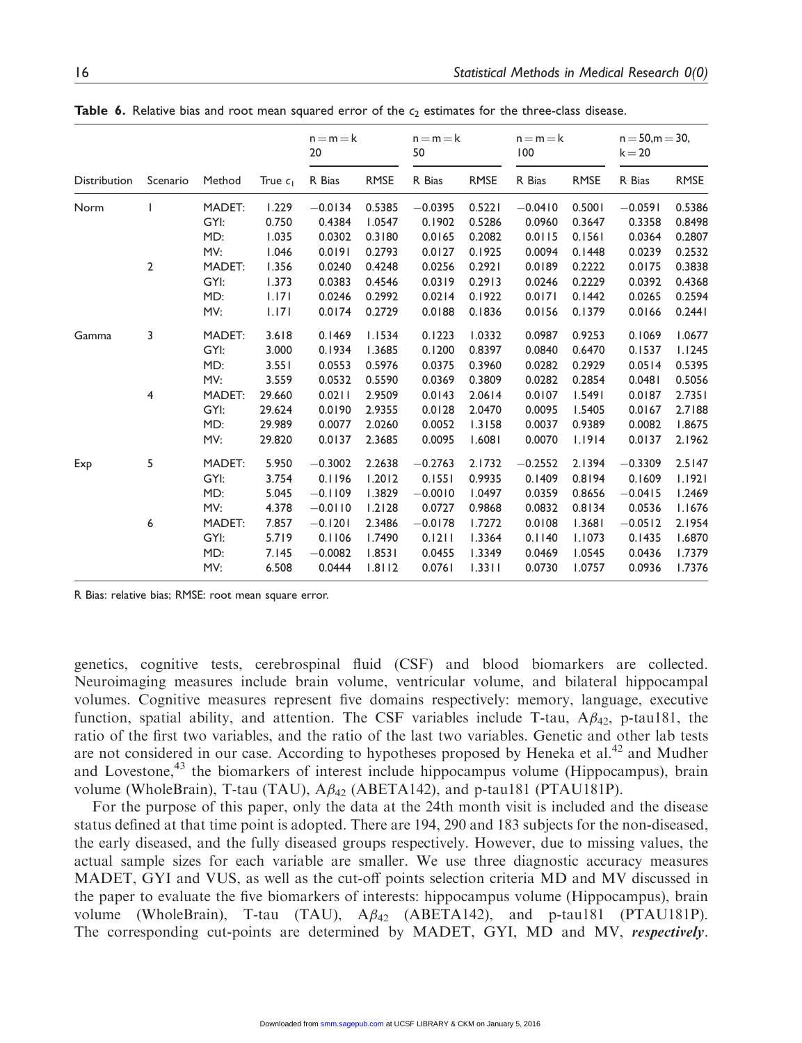**Table 6.** Relative bias and root mean squared error of the $c_2$ estimates for the three-class disease.

| | | | | n = m = k 20 | | n = m = k 50 | | n = m = k 100 | | n = 50, m = 30, k = 20 | |
|---|---|---|---|---|---|---|---|---|---|---|---|
| Distribution | Scenario | Method | True $c_1$ | R Bias | RMSE | R Bias | RMSE | R Bias | RMSE | R Bias | RMSE |
| Norm | 1 | MADET: | 1.229 | −0.0134 | 0.5385 | −0.0395 | 0.5221 | −0.0410 | 0.5001 | −0.0591 | 0.5386 |
| | | GYI: | 0.750 | 0.4384 | 1.0547 | 0.1902 | 0.5286 | 0.0960 | 0.3647 | 0.3358 | 0.8498 |
| | | MD: | 1.035 | 0.0302 | 0.3180 | 0.0165 | 0.2082 | 0.0115 | 0.1561 | 0.0364 | 0.2807 |
| | | MV: | 1.046 | 0.0191 | 0.2793 | 0.0127 | 0.1925 | 0.0094 | 0.1448 | 0.0239 | 0.2532 |
| | 2 | MADET: | 1.356 | 0.0240 | 0.4248 | 0.0256 | 0.2921 | 0.0189 | 0.2222 | 0.0175 | 0.3838 |
| | | GYI: | 1.373 | 0.0383 | 0.4546 | 0.0319 | 0.2913 | 0.0246 | 0.2229 | 0.0392 | 0.4368 |
| | | MD: | 1.171 | 0.0246 | 0.2992 | 0.0214 | 0.1922 | 0.0171 | 0.1442 | 0.0265 | 0.2594 |
| | | MV: | 1.171 | 0.0174 | 0.2729 | 0.0188 | 0.1836 | 0.0156 | 0.1379 | 0.0166 | 0.2441 |
| Gamma | 3 | MADET: | 3.618 | 0.1469 | 1.1534 | 0.1223 | 1.0332 | 0.0987 | 0.9253 | 0.1069 | 1.0677 |
| | | GYI: | 3.000 | 0.1934 | 1.3685 | 0.1200 | 0.8397 | 0.0840 | 0.6470 | 0.1537 | 1.1245 |
| | | MD: | 3.551 | 0.0553 | 0.5976 | 0.0375 | 0.3960 | 0.0282 | 0.2929 | 0.0514 | 0.5395 |
| | | MV: | 3.559 | 0.0532 | 0.5590 | 0.0369 | 0.3809 | 0.0282 | 0.2854 | 0.0481 | 0.5056 |
| | 4 | MADET: | 29.660 | 0.0211 | 2.9509 | 0.0143 | 2.0614 | 0.0107 | 1.5491 | 0.0187 | 2.7351 |
| | | GYI: | 29.624 | 0.0190 | 2.9355 | 0.0128 | 2.0470 | 0.0095 | 1.5405 | 0.0167 | 2.7188 |
| | | MD: | 29.989 | 0.0077 | 2.0260 | 0.0052 | 1.3158 | 0.0037 | 0.9389 | 0.0082 | 1.8675 |
| | | MV: | 29.820 | 0.0137 | 2.3685 | 0.0095 | 1.6081 | 0.0070 | 1.1914 | 0.0137 | 2.1962 |
| Exp | 5 | MADET: | 5.950 | −0.3002 | 2.2638 | −0.2763 | 2.1732 | −0.2552 | 2.1394 | −0.3309 | 2.5147 |
| | | GYI: | 3.754 | 0.1196 | 1.2012 | 0.1551 | 0.9935 | 0.1409 | 0.8194 | 0.1609 | 1.1921 |
| | | MD: | 5.045 | −0.1109 | 1.3829 | −0.0010 | 1.0497 | 0.0359 | 0.8656 | −0.0415 | 1.2469 |
| | | MV: | 4.378 | −0.0110 | 1.2128 | 0.0727 | 0.9868 | 0.0832 | 0.8134 | 0.0536 | 1.1676 |
| | 6 | MADET: | 7.857 | −0.1201 | 2.3486 | −0.0178 | 1.7272 | 0.0108 | 1.3681 | −0.0512 | 2.1954 |
| | | GYI: | 5.719 | 0.1106 | 1.7490 | 0.1211 | 1.3364 | 0.1140 | 1.1073 | 0.1435 | 1.6870 |
| | | MD: | 7.145 | −0.0082 | 1.8531 | 0.0455 | 1.3349 | 0.0469 | 1.0545 | 0.0436 | 1.7379 |
| | | MV: | 6.508 | 0.0444 | 1.8112 | 0.0761 | 1.3311 | 0.0730 | 1.0757 | 0.0936 | 1.7376 |

R Bias: relative bias; RMSE: root mean square error.

genetics, cognitive tests, cerebrospinal fluid (CSF) and blood biomarkers are collected. Neuroimaging measures include brain volume, ventricular volume, and bilateral hippocampal volumes. Cognitive measures represent five domains respectively: memory, language, executive function, spatial ability, and attention. The CSF variables include T-tau, $A\beta_{42}$, p-tau181, the ratio of the first two variables, and the ratio of the last two variables. Genetic and other lab tests are not considered in our case. According to hypotheses proposed by Heneka et al.[42] and Mudher and Lovestone,[43] the biomarkers of interest include hippocampus volume (Hippocampus), brain volume (WholeBrain), T-tau (TAU), $A\beta_{42}$ (ABETA142), and p-tau181 (PTAU181P).

For the purpose of this paper, only the data at the 24th month visit is included and the disease status defined at that time point is adopted. There are 194, 290 and 183 subjects for the non-diseased, the early diseased, and the fully diseased groups respectively. However, due to missing values, the actual sample sizes for each variable are smaller. We use three diagnostic accuracy measures MADET, GYI and VUS, as well as the cut-off points selection criteria MD and MV discussed in the paper to evaluate the five biomarkers of interests: hippocampus volume (Hippocampus), brain volume (WholeBrain), T-tau (TAU), $A\beta_{42}$ (ABETA142), and p-tau181 (PTAU181P). The corresponding cut-points are determined by MADET, GYI, MD and MV, ***respectively***.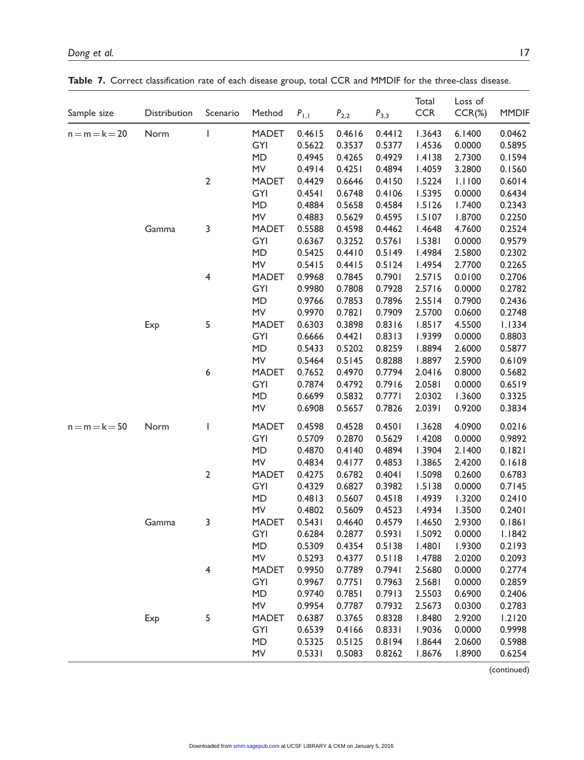**Table 7.** Correct classification rate of each disease group, total CCR and MMDIF for the three-class disease.

| Sample size | Distribution | Scenario | Method | $P_{1,1}$ | $P_{2,2}$ | $P_{3,3}$ | Total CCR | Loss of CCR(%) | MMDIF |
|---|---|---|---|---|---|---|---|---|---|
| n = m = k = 20 | Norm | 1 | MADET | 0.4615 | 0.4616 | 0.4412 | 1.3643 | 6.1400 | 0.0462 |
| | | | GYI | 0.5622 | 0.3537 | 0.5377 | 1.4536 | 0.0000 | 0.5895 |
| | | | MD | 0.4945 | 0.4265 | 0.4929 | 1.4138 | 2.7300 | 0.1594 |
| | | | MV | 0.4914 | 0.4251 | 0.4894 | 1.4059 | 3.2800 | 0.1560 |
| | | 2 | MADET | 0.4429 | 0.6646 | 0.4150 | 1.5224 | 1.1100 | 0.6014 |
| | | | GYI | 0.4541 | 0.6748 | 0.4106 | 1.5395 | 0.0000 | 0.6434 |
| | | | MD | 0.4884 | 0.5658 | 0.4584 | 1.5126 | 1.7400 | 0.2343 |
| | | | MV | 0.4883 | 0.5629 | 0.4595 | 1.5107 | 1.8700 | 0.2250 |
| | Gamma | 3 | MADET | 0.5588 | 0.4598 | 0.4462 | 1.4648 | 4.7600 | 0.2524 |
| | | | GYI | 0.6367 | 0.3252 | 0.5761 | 1.5381 | 0.0000 | 0.9579 |
| | | | MD | 0.5425 | 0.4410 | 0.5149 | 1.4984 | 2.5800 | 0.2302 |
| | | | MV | 0.5415 | 0.4415 | 0.5124 | 1.4954 | 2.7700 | 0.2265 |
| | | 4 | MADET | 0.9968 | 0.7845 | 0.7901 | 2.5715 | 0.0100 | 0.2706 |
| | | | GYI | 0.9980 | 0.7808 | 0.7928 | 2.5716 | 0.0000 | 0.2782 |
| | | | MD | 0.9766 | 0.7853 | 0.7896 | 2.5514 | 0.7900 | 0.2436 |
| | | | MV | 0.9970 | 0.7821 | 0.7909 | 2.5700 | 0.0600 | 0.2748 |
| | Exp | 5 | MADET | 0.6303 | 0.3898 | 0.8316 | 1.8517 | 4.5500 | 1.1334 |
| | | | GYI | 0.6666 | 0.4421 | 0.8313 | 1.9399 | 0.0000 | 0.8803 |
| | | | MD | 0.5433 | 0.5202 | 0.8259 | 1.8894 | 2.6000 | 0.5877 |
| | | | MV | 0.5464 | 0.5145 | 0.8288 | 1.8897 | 2.5900 | 0.6109 |
| | | 6 | MADET | 0.7652 | 0.4970 | 0.7794 | 2.0416 | 0.8000 | 0.5682 |
| | | | GYI | 0.7874 | 0.4792 | 0.7916 | 2.0581 | 0.0000 | 0.6519 |
| | | | MD | 0.6699 | 0.5832 | 0.7771 | 2.0302 | 1.3600 | 0.3325 |
| | | | MV | 0.6908 | 0.5657 | 0.7826 | 2.0391 | 0.9200 | 0.3834 |
| n = m = k = 50 | Norm | 1 | MADET | 0.4598 | 0.4528 | 0.4501 | 1.3628 | 4.0900 | 0.0216 |
| | | | GYI | 0.5709 | 0.2870 | 0.5629 | 1.4208 | 0.0000 | 0.9892 |
| | | | MD | 0.4870 | 0.4140 | 0.4894 | 1.3904 | 2.1400 | 0.1821 |
| | | | MV | 0.4834 | 0.4177 | 0.4853 | 1.3865 | 2.4200 | 0.1618 |
| | | 2 | MADET | 0.4275 | 0.6782 | 0.4041 | 1.5098 | 0.2600 | 0.6783 |
| | | | GYI | 0.4329 | 0.6827 | 0.3982 | 1.5138 | 0.0000 | 0.7145 |
| | | | MD | 0.4813 | 0.5607 | 0.4518 | 1.4939 | 1.3200 | 0.2410 |
| | | | MV | 0.4802 | 0.5609 | 0.4523 | 1.4934 | 1.3500 | 0.2401 |
| | Gamma | 3 | MADET | 0.5431 | 0.4640 | 0.4579 | 1.4650 | 2.9300 | 0.1861 |
| | | | GYI | 0.6284 | 0.2877 | 0.5931 | 1.5092 | 0.0000 | 1.1842 |
| | | | MD | 0.5309 | 0.4354 | 0.5138 | 1.4801 | 1.9300 | 0.2193 |
| | | | MV | 0.5293 | 0.4377 | 0.5118 | 1.4788 | 2.0200 | 0.2093 |
| | | 4 | MADET | 0.9950 | 0.7789 | 0.7941 | 2.5680 | 0.0000 | 0.2774 |
| | | | GYI | 0.9967 | 0.7751 | 0.7963 | 2.5681 | 0.0000 | 0.2859 |
| | | | MD | 0.9740 | 0.7851 | 0.7913 | 2.5503 | 0.6900 | 0.2406 |
| | | | MV | 0.9954 | 0.7787 | 0.7932 | 2.5673 | 0.0300 | 0.2783 |
| | Exp | 5 | MADET | 0.6387 | 0.3765 | 0.8328 | 1.8480 | 2.9200 | 1.2120 |
| | | | GYI | 0.6539 | 0.4166 | 0.8331 | 1.9036 | 0.0000 | 0.9998 |
| | | | MD | 0.5325 | 0.5125 | 0.8194 | 1.8644 | 2.0600 | 0.5988 |
| | | | MV | 0.5331 | 0.5083 | 0.8262 | 1.8676 | 1.8900 | 0.6254 |

(continued)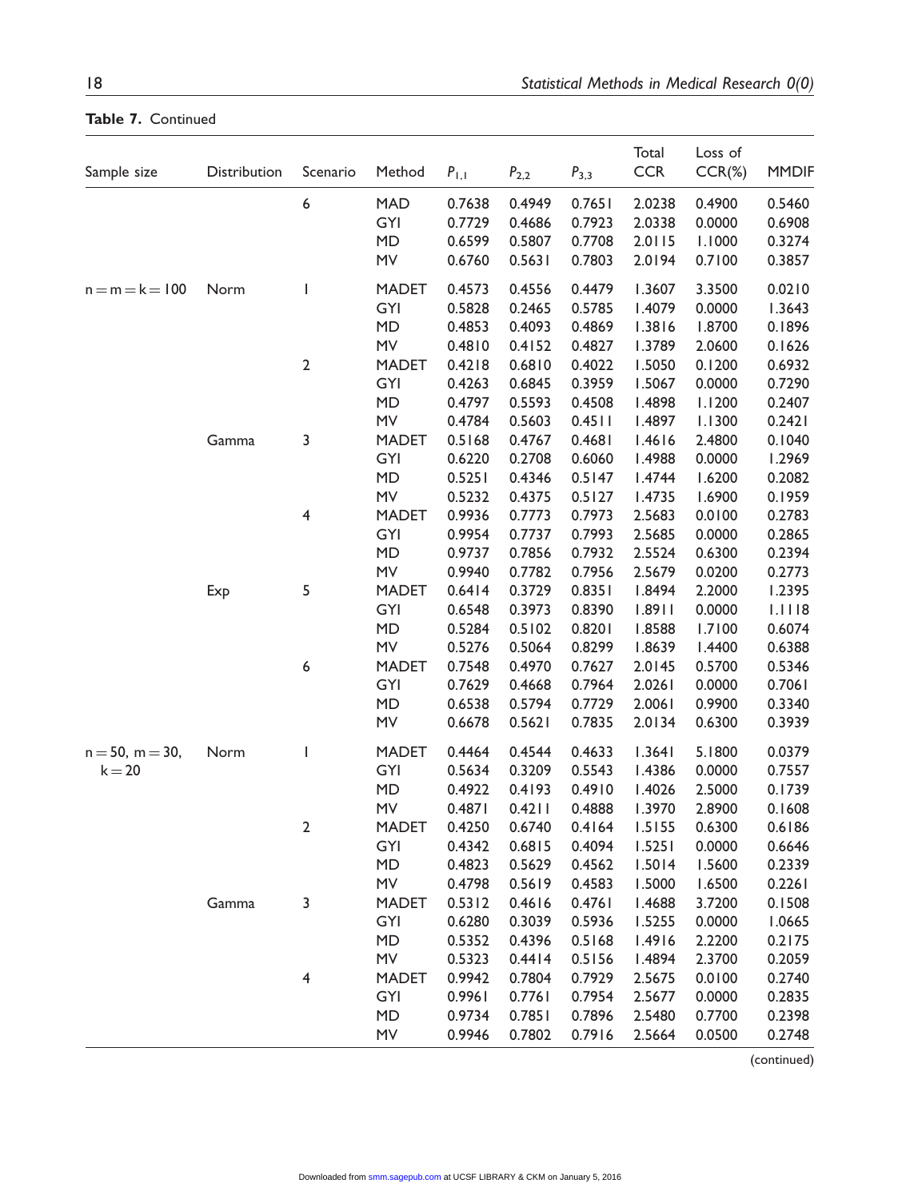**Table 7.** Continued

| Sample size | Distribution | Scenario | Method | $P_{1,1}$ | $P_{2,2}$ | $P_{3,3}$ | Total CCR | Loss of CCR(%) | MMDIF |
|---|---|---|---|---|---|---|---|---|---|
| | | 6 | MAD | 0.7638 | 0.4949 | 0.7651 | 2.0238 | 0.4900 | 0.5460 |
| | | | GYI | 0.7729 | 0.4686 | 0.7923 | 2.0338 | 0.0000 | 0.6908 |
| | | | MD | 0.6599 | 0.5807 | 0.7708 | 2.0115 | 1.1000 | 0.3274 |
| | | | MV | 0.6760 | 0.5631 | 0.7803 | 2.0194 | 0.7100 | 0.3857 |
| n = m = k = 100 | Norm | 1 | MADET | 0.4573 | 0.4556 | 0.4479 | 1.3607 | 3.3500 | 0.0210 |
| | | | GYI | 0.5828 | 0.2465 | 0.5785 | 1.4079 | 0.0000 | 1.3643 |
| | | | MD | 0.4853 | 0.4093 | 0.4869 | 1.3816 | 1.8700 | 0.1896 |
| | | | MV | 0.4810 | 0.4152 | 0.4827 | 1.3789 | 2.0600 | 0.1626 |
| | | 2 | MADET | 0.4218 | 0.6810 | 0.4022 | 1.5050 | 0.1200 | 0.6932 |
| | | | GYI | 0.4263 | 0.6845 | 0.3959 | 1.5067 | 0.0000 | 0.7290 |
| | | | MD | 0.4797 | 0.5593 | 0.4508 | 1.4898 | 1.1200 | 0.2407 |
| | | | MV | 0.4784 | 0.5603 | 0.4511 | 1.4897 | 1.1300 | 0.2421 |
| | Gamma | 3 | MADET | 0.5168 | 0.4767 | 0.4681 | 1.4616 | 2.4800 | 0.1040 |
| | | | GYI | 0.6220 | 0.2708 | 0.6060 | 1.4988 | 0.0000 | 1.2969 |
| | | | MD | 0.5251 | 0.4346 | 0.5147 | 1.4744 | 1.6200 | 0.2082 |
| | | | MV | 0.5232 | 0.4375 | 0.5127 | 1.4735 | 1.6900 | 0.1959 |
| | | 4 | MADET | 0.9936 | 0.7773 | 0.7973 | 2.5683 | 0.0100 | 0.2783 |
| | | | GYI | 0.9954 | 0.7737 | 0.7993 | 2.5685 | 0.0000 | 0.2865 |
| | | | MD | 0.9737 | 0.7856 | 0.7932 | 2.5524 | 0.6300 | 0.2394 |
| | | | MV | 0.9940 | 0.7782 | 0.7956 | 2.5679 | 0.0200 | 0.2773 |
| | Exp | 5 | MADET | 0.6414 | 0.3729 | 0.8351 | 1.8494 | 2.2000 | 1.2395 |
| | | | GYI | 0.6548 | 0.3973 | 0.8390 | 1.8911 | 0.0000 | 1.1118 |
| | | | MD | 0.5284 | 0.5102 | 0.8201 | 1.8588 | 1.7100 | 0.6074 |
| | | | MV | 0.5276 | 0.5064 | 0.8299 | 1.8639 | 1.4400 | 0.6388 |
| | | 6 | MADET | 0.7548 | 0.4970 | 0.7627 | 2.0145 | 0.5700 | 0.5346 |
| | | | GYI | 0.7629 | 0.4668 | 0.7964 | 2.0261 | 0.0000 | 0.7061 |
| | | | MD | 0.6538 | 0.5794 | 0.7729 | 2.0061 | 0.9900 | 0.3340 |
| | | | MV | 0.6678 | 0.5621 | 0.7835 | 2.0134 | 0.6300 | 0.3939 |
| n = 50, m = 30, k = 20 | Norm | 1 | MADET | 0.4464 | 0.4544 | 0.4633 | 1.3641 | 5.1800 | 0.0379 |
| | | | GYI | 0.5634 | 0.3209 | 0.5543 | 1.4386 | 0.0000 | 0.7557 |
| | | | MD | 0.4922 | 0.4193 | 0.4910 | 1.4026 | 2.5000 | 0.1739 |
| | | | MV | 0.4871 | 0.4211 | 0.4888 | 1.3970 | 2.8900 | 0.1608 |
| | | 2 | MADET | 0.4250 | 0.6740 | 0.4164 | 1.5155 | 0.6300 | 0.6186 |
| | | | GYI | 0.4342 | 0.6815 | 0.4094 | 1.5251 | 0.0000 | 0.6646 |
| | | | MD | 0.4823 | 0.5629 | 0.4562 | 1.5014 | 1.5600 | 0.2339 |
| | | | MV | 0.4798 | 0.5619 | 0.4583 | 1.5000 | 1.6500 | 0.2261 |
| | Gamma | 3 | MADET | 0.5312 | 0.4616 | 0.4761 | 1.4688 | 3.7200 | 0.1508 |
| | | | GYI | 0.6280 | 0.3039 | 0.5936 | 1.5255 | 0.0000 | 1.0665 |
| | | | MD | 0.5352 | 0.4396 | 0.5168 | 1.4916 | 2.2200 | 0.2175 |
| | | | MV | 0.5323 | 0.4414 | 0.5156 | 1.4894 | 2.3700 | 0.2059 |
| | | 4 | MADET | 0.9942 | 0.7804 | 0.7929 | 2.5675 | 0.0100 | 0.2740 |
| | | | GYI | 0.9961 | 0.7761 | 0.7954 | 2.5677 | 0.0000 | 0.2835 |
| | | | MD | 0.9734 | 0.7851 | 0.7896 | 2.5480 | 0.7700 | 0.2398 |
| | | | MV | 0.9946 | 0.7802 | 0.7916 | 2.5664 | 0.0500 | 0.2748 |

(continued)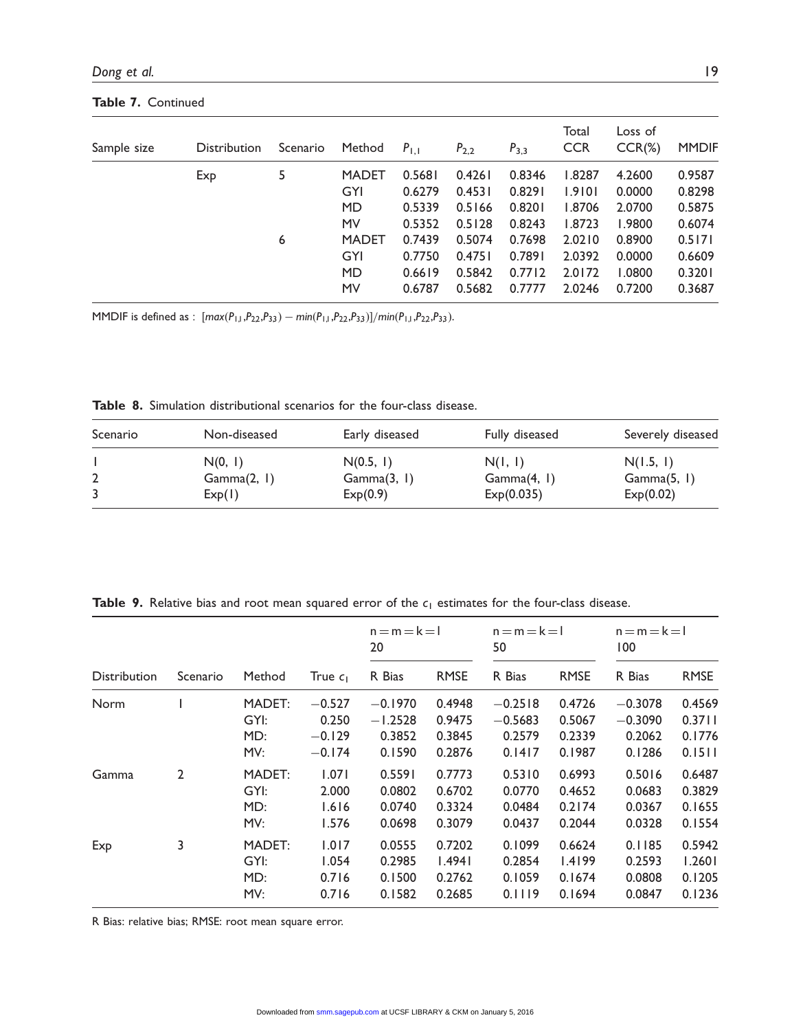**Table 7.** Continued

| Sample size | Distribution | Scenario | Method | $P_{1,1}$ | $P_{2,2}$ | $P_{3,3}$ | Total CCR | Loss of CCR(%) | MMDIF |
|---|---|---|---|---|---|---|---|---|---|
| | Exp | 5 | MADET | 0.5681 | 0.4261 | 0.8346 | 1.8287 | 4.2600 | 0.9587 |
| | | | GYI | 0.6279 | 0.4531 | 0.8291 | 1.9101 | 0.0000 | 0.8298 |
| | | | MD | 0.5339 | 0.5166 | 0.8201 | 1.8706 | 2.0700 | 0.5875 |
| | | | MV | 0.5352 | 0.5128 | 0.8243 | 1.8723 | 1.9800 | 0.6074 |
| | | 6 | MADET | 0.7439 | 0.5074 | 0.7698 | 2.0210 | 0.8900 | 0.5171 |
| | | | GYI | 0.7750 | 0.4751 | 0.7891 | 2.0392 | 0.0000 | 0.6609 |
| | | | MD | 0.6619 | 0.5842 | 0.7712 | 2.0172 | 1.0800 | 0.3201 |
| | | | MV | 0.6787 | 0.5682 | 0.7777 | 2.0246 | 0.7200 | 0.3687 |

MMDIF is defined as : $[max(P_{1,1},P_{22},P_{33}) - min(P_{1,1},P_{22},P_{33})]/min(P_{1,1},P_{22},P_{33})$.

**Table 8.** Simulation distributional scenarios for the four-class disease.

| Scenario | Non-diseased | Early diseased | Fully diseased | Severely diseased |
|---|---|---|---|---|
| 1 | N(0, 1) | N(0.5, 1) | N(1, 1) | N(1.5, 1) |
| 2 | Gamma(2, 1) | Gamma(3, 1) | Gamma(4, 1) | Gamma(5, 1) |
| 3 | Exp(1) | Exp(0.9) | Exp(0.035) | Exp(0.02) |

**Table 9.** Relative bias and root mean squared error of the $c_1$ estimates for the four-class disease.

| | | | | n = m = k = l 20 | | n = m = k = l 50 | | n = m = k = l 100 | |
|---|---|---|---|---|---|---|---|---|---|
| Distribution | Scenario | Method | True $c_1$ | R Bias | RMSE | R Bias | RMSE | R Bias | RMSE |
| Norm | 1 | MADET: | −0.527 | −0.1970 | 0.4948 | −0.2518 | 0.4726 | −0.3078 | 0.4569 |
| | | GYI: | 0.250 | −1.2528 | 0.9475 | −0.5683 | 0.5067 | −0.3090 | 0.3711 |
| | | MD: | −0.129 | 0.3852 | 0.3845 | 0.2579 | 0.2339 | 0.2062 | 0.1776 |
| | | MV: | −0.174 | 0.1590 | 0.2876 | 0.1417 | 0.1987 | 0.1286 | 0.1511 |
| Gamma | 2 | MADET: | 1.071 | 0.5591 | 0.7773 | 0.5310 | 0.6993 | 0.5016 | 0.6487 |
| | | GYI: | 2.000 | 0.0802 | 0.6702 | 0.0770 | 0.4652 | 0.0683 | 0.3829 |
| | | MD: | 1.616 | 0.0740 | 0.3324 | 0.0484 | 0.2174 | 0.0367 | 0.1655 |
| | | MV: | 1.576 | 0.0698 | 0.3079 | 0.0437 | 0.2044 | 0.0328 | 0.1554 |
| Exp | 3 | MADET: | 1.017 | 0.0555 | 0.7202 | 0.1099 | 0.6624 | 0.1185 | 0.5942 |
| | | GYI: | 1.054 | 0.2985 | 1.4941 | 0.2854 | 1.4199 | 0.2593 | 1.2601 |
| | | MD: | 0.716 | 0.1500 | 0.2762 | 0.1059 | 0.1674 | 0.0808 | 0.1205 |
| | | MV: | 0.716 | 0.1582 | 0.2685 | 0.1119 | 0.1694 | 0.0847 | 0.1236 |

R Bias: relative bias; RMSE: root mean square error.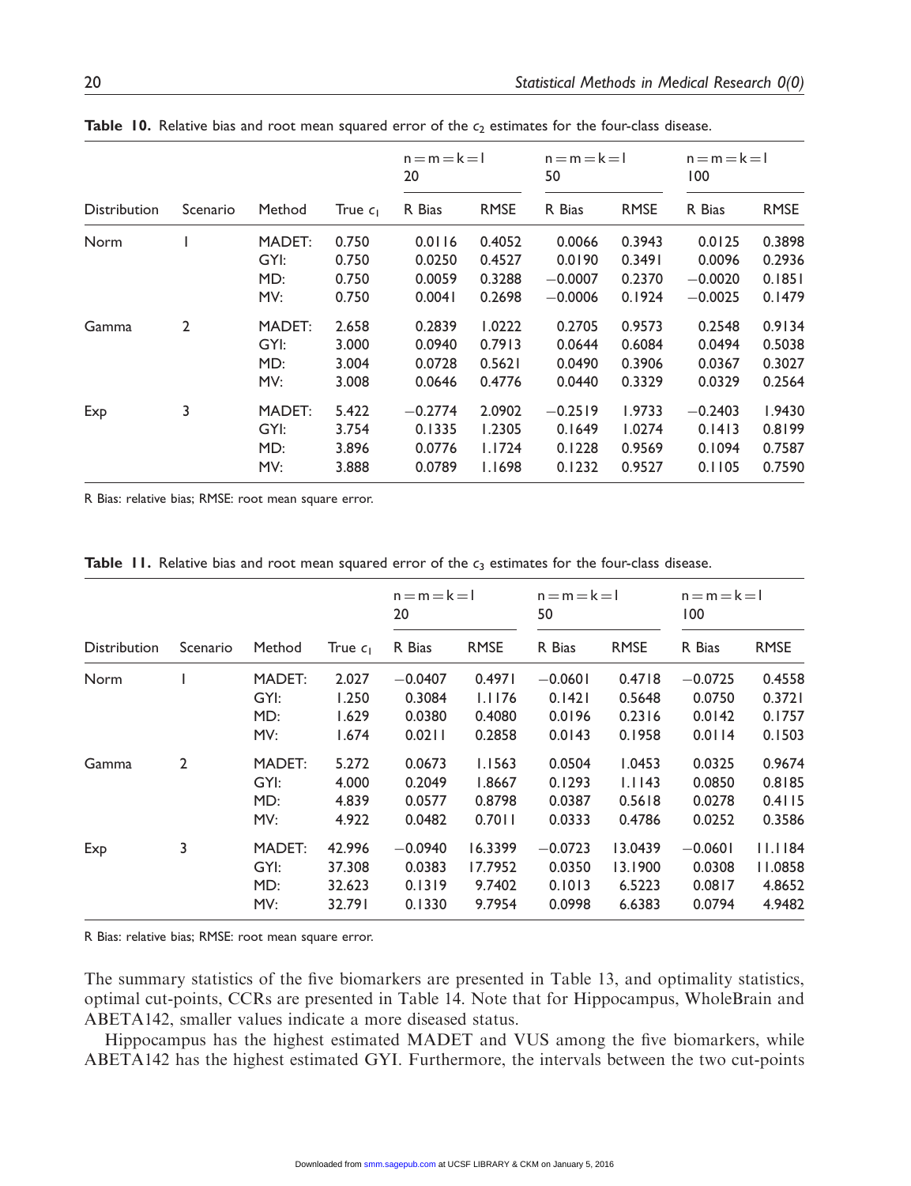**Table 10.** Relative bias and root mean squared error of the $c_2$ estimates for the four-class disease.

| Distribution | Scenario | Method | True $c_1$ | n = m = k = l 20 | | n = m = k = l 50 | | n = m = k = l 100 | |
|---|---|---|---|---|---|---|---|---|---|
| | | | | R Bias | RMSE | R Bias | RMSE | R Bias | RMSE |
| Norm | 1 | MADET: | 0.750 | 0.0116 | 0.4052 | 0.0066 | 0.3943 | 0.0125 | 0.3898 |
| | | GYI: | 0.750 | 0.0250 | 0.4527 | 0.0190 | 0.3491 | 0.0096 | 0.2936 |
| | | MD: | 0.750 | 0.0059 | 0.3288 | −0.0007 | 0.2370 | −0.0020 | 0.1851 |
| | | MV: | 0.750 | 0.0041 | 0.2698 | −0.0006 | 0.1924 | −0.0025 | 0.1479 |
| Gamma | 2 | MADET: | 2.658 | 0.2839 | 1.0222 | 0.2705 | 0.9573 | 0.2548 | 0.9134 |
| | | GYI: | 3.000 | 0.0940 | 0.7913 | 0.0644 | 0.6084 | 0.0494 | 0.5038 |
| | | MD: | 3.004 | 0.0728 | 0.5621 | 0.0490 | 0.3906 | 0.0367 | 0.3027 |
| | | MV: | 3.008 | 0.0646 | 0.4776 | 0.0440 | 0.3329 | 0.0329 | 0.2564 |
| Exp | 3 | MADET: | 5.422 | −0.2774 | 2.0902 | −0.2519 | 1.9733 | −0.2403 | 1.9430 |
| | | GYI: | 3.754 | 0.1335 | 1.2305 | 0.1649 | 1.0274 | 0.1413 | 0.8199 |
| | | MD: | 3.896 | 0.0776 | 1.1724 | 0.1228 | 0.9569 | 0.1094 | 0.7587 |
| | | MV: | 3.888 | 0.0789 | 1.1698 | 0.1232 | 0.9527 | 0.1105 | 0.7590 |

R Bias: relative bias; RMSE: root mean square error.

**Table 11.** Relative bias and root mean squared error of the $c_3$ estimates for the four-class disease.

| Distribution | Scenario | Method | True $c_1$ | n = m = k = l 20 | | n = m = k = l 50 | | n = m = k = l 100 | |
|---|---|---|---|---|---|---|---|---|---|
| | | | | R Bias | RMSE | R Bias | RMSE | R Bias | RMSE |
| Norm | 1 | MADET: | 2.027 | −0.0407 | 0.4971 | −0.0601 | 0.4718 | −0.0725 | 0.4558 |
| | | GYI: | 1.250 | 0.3084 | 1.1176 | 0.1421 | 0.5648 | 0.0750 | 0.3721 |
| | | MD: | 1.629 | 0.0380 | 0.4080 | 0.0196 | 0.2316 | 0.0142 | 0.1757 |
| | | MV: | 1.674 | 0.0211 | 0.2858 | 0.0143 | 0.1958 | 0.0114 | 0.1503 |
| Gamma | 2 | MADET: | 5.272 | 0.0673 | 1.1563 | 0.0504 | 1.0453 | 0.0325 | 0.9674 |
| | | GYI: | 4.000 | 0.2049 | 1.8667 | 0.1293 | 1.1143 | 0.0850 | 0.8185 |
| | | MD: | 4.839 | 0.0577 | 0.8798 | 0.0387 | 0.5618 | 0.0278 | 0.4115 |
| | | MV: | 4.922 | 0.0482 | 0.7011 | 0.0333 | 0.4786 | 0.0252 | 0.3586 |
| Exp | 3 | MADET: | 42.996 | −0.0940 | 16.3399 | −0.0723 | 13.0439 | −0.0601 | 11.1184 |
| | | GYI: | 37.308 | 0.0383 | 17.7952 | 0.0350 | 13.1900 | 0.0308 | 11.0858 |
| | | MD: | 32.623 | 0.1319 | 9.7402 | 0.1013 | 6.5223 | 0.0817 | 4.8652 |
| | | MV: | 32.791 | 0.1330 | 9.7954 | 0.0998 | 6.6383 | 0.0794 | 4.9482 |

R Bias: relative bias; RMSE: root mean square error.

The summary statistics of the five biomarkers are presented in Table 13, and optimality statistics, optimal cut-points, CCRs are presented in Table 14. Note that for Hippocampus, WholeBrain and ABETA142, smaller values indicate a more diseased status.

Hippocampus has the highest estimated MADET and VUS among the five biomarkers, while ABETA142 has the highest estimated GYI. Furthermore, the intervals between the two cut-points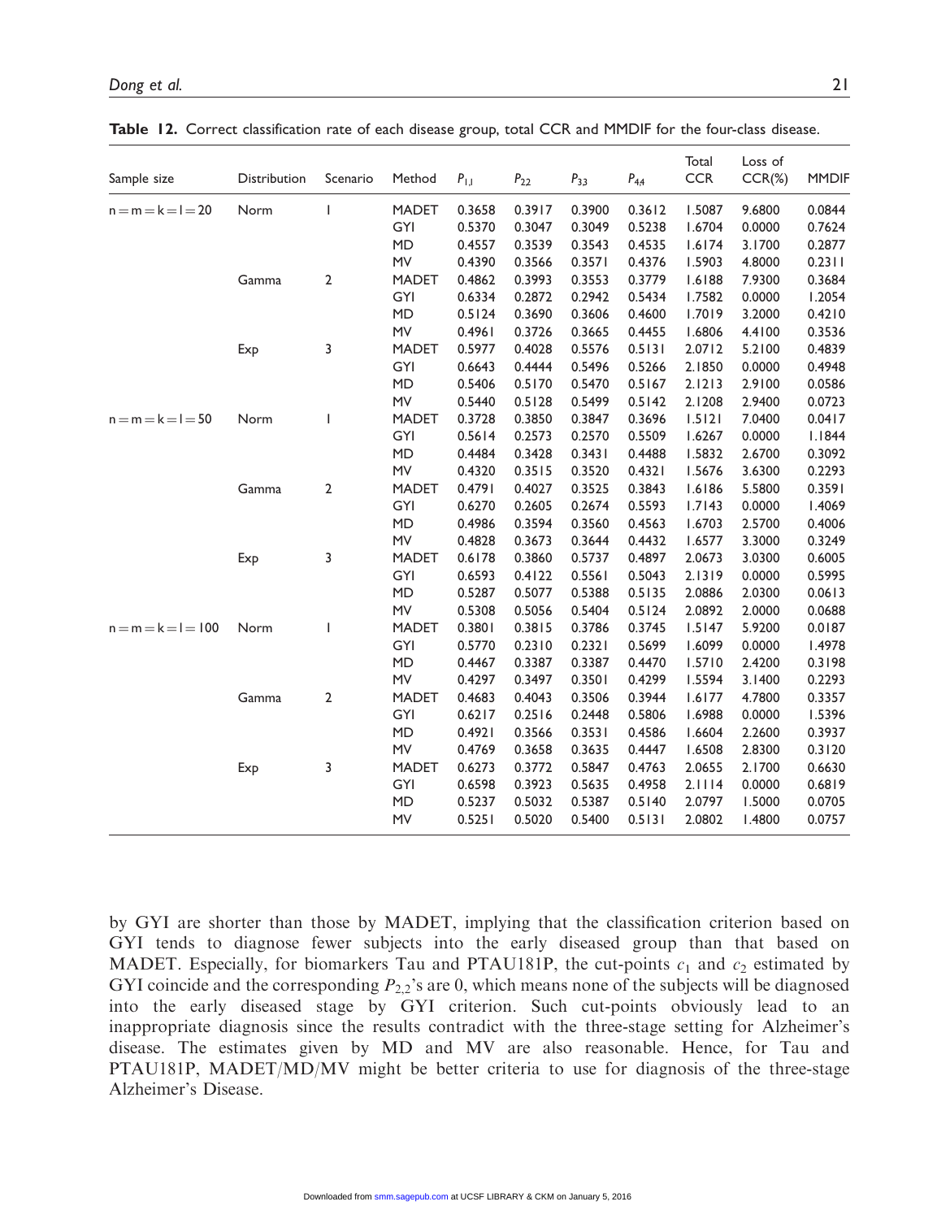**Table 12.** Correct classification rate of each disease group, total CCR and MMDIF for the four-class disease.

| Sample size | Distribution | Scenario | Method | $P_{1,1}$ | $P_{22}$ | $P_{33}$ | $P_{44}$ | Total CCR | Loss of CCR(%) | MMDIF |
|---|---|---|---|---|---|---|---|---|---|---|
| n = m = k = l = 20 | Norm | 1 | MADET | 0.3658 | 0.3917 | 0.3900 | 0.3612 | 1.5087 | 9.6800 | 0.0844 |
| | | | GYI | 0.5370 | 0.3047 | 0.3049 | 0.5238 | 1.6704 | 0.0000 | 0.7624 |
| | | | MD | 0.4557 | 0.3539 | 0.3543 | 0.4535 | 1.6174 | 3.1700 | 0.2877 |
| | | | MV | 0.4390 | 0.3566 | 0.3571 | 0.4376 | 1.5903 | 4.8000 | 0.2311 |
| | Gamma | 2 | MADET | 0.4862 | 0.3993 | 0.3553 | 0.3779 | 1.6188 | 7.9300 | 0.3684 |
| | | | GYI | 0.6334 | 0.2872 | 0.2942 | 0.5434 | 1.7582 | 0.0000 | 1.2054 |
| | | | MD | 0.5124 | 0.3690 | 0.3606 | 0.4600 | 1.7019 | 3.2000 | 0.4210 |
| | | | MV | 0.4961 | 0.3726 | 0.3665 | 0.4455 | 1.6806 | 4.4100 | 0.3536 |
| | Exp | 3 | MADET | 0.5977 | 0.4028 | 0.5576 | 0.5131 | 2.0712 | 5.2100 | 0.4839 |
| | | | GYI | 0.6643 | 0.4444 | 0.5496 | 0.5266 | 2.1850 | 0.0000 | 0.4948 |
| | | | MD | 0.5406 | 0.5170 | 0.5470 | 0.5167 | 2.1213 | 2.9100 | 0.0586 |
| | | | MV | 0.5440 | 0.5128 | 0.5499 | 0.5142 | 2.1208 | 2.9400 | 0.0723 |
| n = m = k = l = 50 | Norm | 1 | MADET | 0.3728 | 0.3850 | 0.3847 | 0.3696 | 1.5121 | 7.0400 | 0.0417 |
| | | | GYI | 0.5614 | 0.2573 | 0.2570 | 0.5509 | 1.6267 | 0.0000 | 1.1844 |
| | | | MD | 0.4484 | 0.3428 | 0.3431 | 0.4488 | 1.5832 | 2.6700 | 0.3092 |
| | | | MV | 0.4320 | 0.3515 | 0.3520 | 0.4321 | 1.5676 | 3.6300 | 0.2293 |
| | Gamma | 2 | MADET | 0.4791 | 0.4027 | 0.3525 | 0.3843 | 1.6186 | 5.5800 | 0.3591 |
| | | | GYI | 0.6270 | 0.2605 | 0.2674 | 0.5593 | 1.7143 | 0.0000 | 1.4069 |
| | | | MD | 0.4986 | 0.3594 | 0.3560 | 0.4563 | 1.6703 | 2.5700 | 0.4006 |
| | | | MV | 0.4828 | 0.3673 | 0.3644 | 0.4432 | 1.6577 | 3.3000 | 0.3249 |
| | Exp | 3 | MADET | 0.6178 | 0.3860 | 0.5737 | 0.4897 | 2.0673 | 3.0300 | 0.6005 |
| | | | GYI | 0.6593 | 0.4122 | 0.5561 | 0.5043 | 2.1319 | 0.0000 | 0.5995 |
| | | | MD | 0.5287 | 0.5077 | 0.5388 | 0.5135 | 2.0886 | 2.0300 | 0.0613 |
| | | | MV | 0.5308 | 0.5056 | 0.5404 | 0.5124 | 2.0892 | 2.0000 | 0.0688 |
| n = m = k = l = 100 | Norm | 1 | MADET | 0.3801 | 0.3815 | 0.3786 | 0.3745 | 1.5147 | 5.9200 | 0.0187 |
| | | | GYI | 0.5770 | 0.2310 | 0.2321 | 0.5699 | 1.6099 | 0.0000 | 1.4978 |
| | | | MD | 0.4467 | 0.3387 | 0.3387 | 0.4470 | 1.5710 | 2.4200 | 0.3198 |
| | | | MV | 0.4297 | 0.3497 | 0.3501 | 0.4299 | 1.5594 | 3.1400 | 0.2293 |
| | Gamma | 2 | MADET | 0.4683 | 0.4043 | 0.3506 | 0.3944 | 1.6177 | 4.7800 | 0.3357 |
| | | | GYI | 0.6217 | 0.2516 | 0.2448 | 0.5806 | 1.6988 | 0.0000 | 1.5396 |
| | | | MD | 0.4921 | 0.3566 | 0.3531 | 0.4586 | 1.6604 | 2.2600 | 0.3937 |
| | | | MV | 0.4769 | 0.3658 | 0.3635 | 0.4447 | 1.6508 | 2.8300 | 0.3120 |
| | Exp | 3 | MADET | 0.6273 | 0.3772 | 0.5847 | 0.4763 | 2.0655 | 2.1700 | 0.6630 |
| | | | GYI | 0.6598 | 0.3923 | 0.5635 | 0.4958 | 2.1114 | 0.0000 | 0.6819 |
| | | | MD | 0.5237 | 0.5032 | 0.5387 | 0.5140 | 2.0797 | 1.5000 | 0.0705 |
| | | | MV | 0.5251 | 0.5020 | 0.5400 | 0.5131 | 2.0802 | 1.4800 | 0.0757 |

by GYI are shorter than those by MADET, implying that the classification criterion based on GYI tends to diagnose fewer subjects into the early diseased group than that based on MADET. Especially, for biomarkers Tau and PTAU181P, the cut-points $c_1$ and $c_2$ estimated by GYI coincide and the corresponding $P_{2,2}$'s are 0, which means none of the subjects will be diagnosed into the early diseased stage by GYI criterion. Such cut-points obviously lead to an inappropriate diagnosis since the results contradict with the three-stage setting for Alzheimer's disease. The estimates given by MD and MV are also reasonable. Hence, for Tau and PTAU181P, MADET/MD/MV might be better criteria to use for diagnosis of the three-stage Alzheimer's Disease.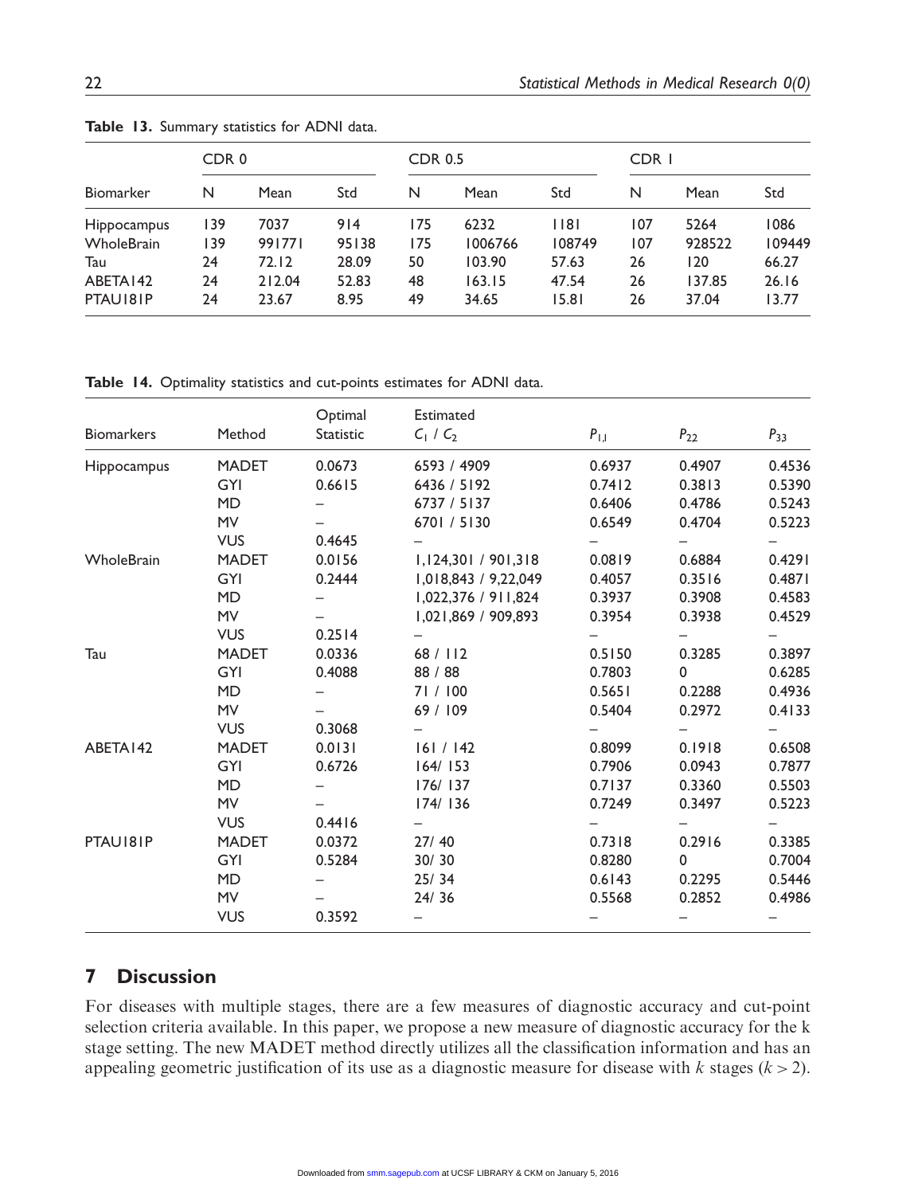**Table 13.** Summary statistics for ADNI data.

| Biomarker | CDR 0 | | | CDR 0.5 | | | CDR 1 | | |
|---|---|---|---|---|---|---|---|---|---|
| | N | Mean | Std | N | Mean | Std | N | Mean | Std |
| Hippocampus | 139 | 7037 | 914 | 175 | 6232 | 1181 | 107 | 5264 | 1086 |
| WholeBrain | 139 | 991771 | 95138 | 175 | 1006766 | 108749 | 107 | 928522 | 109449 |
| Tau | 24 | 72.12 | 28.09 | 50 | 103.90 | 57.63 | 26 | 120 | 66.27 |
| ABETA142 | 24 | 212.04 | 52.83 | 48 | 163.15 | 47.54 | 26 | 137.85 | 26.16 |
| PTAU181P | 24 | 23.67 | 8.95 | 49 | 34.65 | 15.81 | 26 | 37.04 | 13.77 |

**Table 14.** Optimality statistics and cut-points estimates for ADNI data.

| Biomarkers | Method | Optimal Statistic | Estimated $C_1$ / $C_2$ | $P_{1,1}$ | $P_{22}$ | $P_{33}$ |
|---|---|---|---|---|---|---|
| Hippocampus | MADET | 0.0673 | 6593 / 4909 | 0.6937 | 0.4907 | 0.4536 |
| | GYI | 0.6615 | 6436 / 5192 | 0.7412 | 0.3813 | 0.5390 |
| | MD | – | 6737 / 5137 | 0.6406 | 0.4786 | 0.5243 |
| | MV | – | 6701 / 5130 | 0.6549 | 0.4704 | 0.5223 |
| | VUS | 0.4645 | – | – | – | – |
| WholeBrain | MADET | 0.0156 | 1,124,301 / 901,318 | 0.0819 | 0.6884 | 0.4291 |
| | GYI | 0.2444 | 1,018,843 / 9,22,049 | 0.4057 | 0.3516 | 0.4871 |
| | MD | – | 1,022,376 / 911,824 | 0.3937 | 0.3908 | 0.4583 |
| | MV | – | 1,021,869 / 909,893 | 0.3954 | 0.3938 | 0.4529 |
| | VUS | 0.2514 | – | – | – | – |
| Tau | MADET | 0.0336 | 68 / 112 | 0.5150 | 0.3285 | 0.3897 |
| | GYI | 0.4088 | 88 / 88 | 0.7803 | 0 | 0.6285 |
| | MD | – | 71 / 100 | 0.5651 | 0.2288 | 0.4936 |
| | MV | – | 69 / 109 | 0.5404 | 0.2972 | 0.4133 |
| | VUS | 0.3068 | – | – | – | – |
| ABETA142 | MADET | 0.0131 | 161 / 142 | 0.8099 | 0.1918 | 0.6508 |
| | GYI | 0.6726 | 164/ 153 | 0.7906 | 0.0943 | 0.7877 |
| | MD | – | 176/ 137 | 0.7137 | 0.3360 | 0.5503 |
| | MV | – | 174/ 136 | 0.7249 | 0.3497 | 0.5223 |
| | VUS | 0.4416 | – | – | – | – |
| PTAU181P | MADET | 0.0372 | 27/ 40 | 0.7318 | 0.2916 | 0.3385 |
| | GYI | 0.5284 | 30/ 30 | 0.8280 | 0 | 0.7004 |
| | MD | – | 25/ 34 | 0.6143 | 0.2295 | 0.5446 |
| | MV | – | 24/ 36 | 0.5568 | 0.2852 | 0.4986 |
| | VUS | 0.3592 | – | – | – | – |

## 7 Discussion

For diseases with multiple stages, there are a few measures of diagnostic accuracy and cut-point selection criteria available. In this paper, we propose a new measure of diagnostic accuracy for the k stage setting. The new MADET method directly utilizes all the classification information and has an appealing geometric justification of its use as a diagnostic measure for disease with $k$ stages ($k > 2$).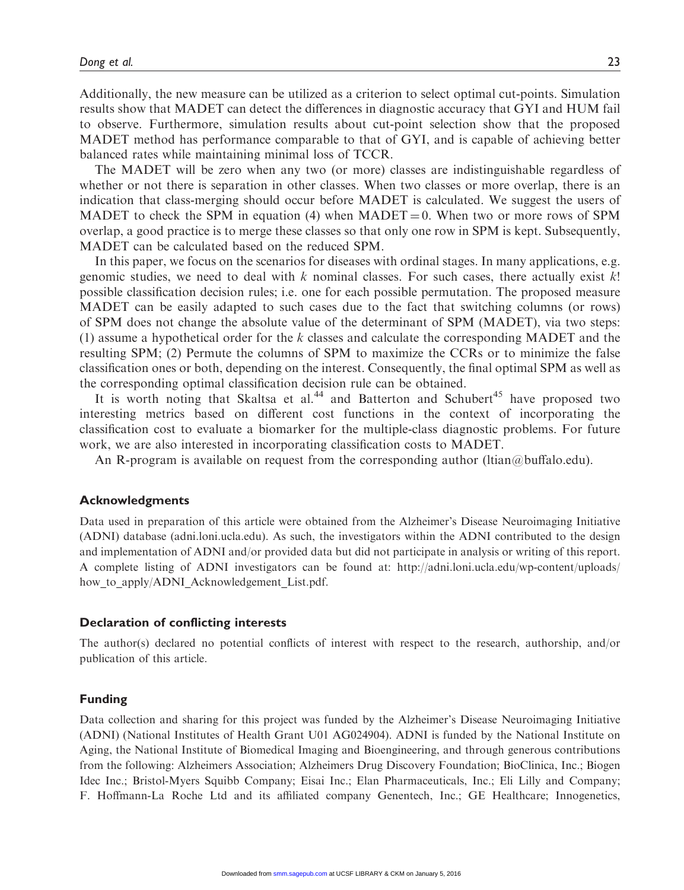Additionally, the new measure can be utilized as a criterion to select optimal cut-points. Simulation results show that MADET can detect the differences in diagnostic accuracy that GYI and HUM fail to observe. Furthermore, simulation results about cut-point selection show that the proposed MADET method has performance comparable to that of GYI, and is capable of achieving better balanced rates while maintaining minimal loss of TCCR.

The MADET will be zero when any two (or more) classes are indistinguishable regardless of whether or not there is separation in other classes. When two classes or more overlap, there is an indication that class-merging should occur before MADET is calculated. We suggest the users of MADET to check the SPM in equation (4) when $\text{MADET} = 0$. When two or more rows of SPM overlap, a good practice is to merge these classes so that only one row in SPM is kept. Subsequently, MADET can be calculated based on the reduced SPM.

In this paper, we focus on the scenarios for diseases with ordinal stages. In many applications, e.g. genomic studies, we need to deal with $k$ nominal classes. For such cases, there actually exist $k!$ possible classification decision rules; i.e. one for each possible permutation. The proposed measure MADET can be easily adapted to such cases due to the fact that switching columns (or rows) of SPM does not change the absolute value of the determinant of SPM (MADET), via two steps: (1) assume a hypothetical order for the $k$ classes and calculate the corresponding MADET and the resulting SPM; (2) Permute the columns of SPM to maximize the CCRs or to minimize the false classification ones or both, depending on the interest. Consequently, the final optimal SPM as well as the corresponding optimal classification decision rule can be obtained.

It is worth noting that Skaltsa et al.[44] and Batterton and Schubert[45] have proposed two interesting metrics based on different cost functions in the context of incorporating the classification cost to evaluate a biomarker for the multiple-class diagnostic problems. For future work, we are also interested in incorporating classification costs to MADET.

An R-program is available on request from the corresponding author (ltian@buffalo.edu).

## Acknowledgments

Data used in preparation of this article were obtained from the Alzheimer's Disease Neuroimaging Initiative (ADNI) database (adni.loni.ucla.edu). As such, the investigators within the ADNI contributed to the design and implementation of ADNI and/or provided data but did not participate in analysis or writing of this report. A complete listing of ADNI investigators can be found at: http://adni.loni.ucla.edu/wp-content/uploads/how_to_apply/ADNI_Acknowledgement_List.pdf.

## Declaration of conflicting interests

The author(s) declared no potential conflicts of interest with respect to the research, authorship, and/or publication of this article.

## Funding

Data collection and sharing for this project was funded by the Alzheimer's Disease Neuroimaging Initiative (ADNI) (National Institutes of Health Grant U01 AG024904). ADNI is funded by the National Institute on Aging, the National Institute of Biomedical Imaging and Bioengineering, and through generous contributions from the following: Alzheimers Association; Alzheimers Drug Discovery Foundation; BioClinica, Inc.; Biogen Idec Inc.; Bristol-Myers Squibb Company; Eisai Inc.; Elan Pharmaceuticals, Inc.; Eli Lilly and Company; F. Hoffmann-La Roche Ltd and its affiliated company Genentech, Inc.; GE Healthcare; Innogenetics,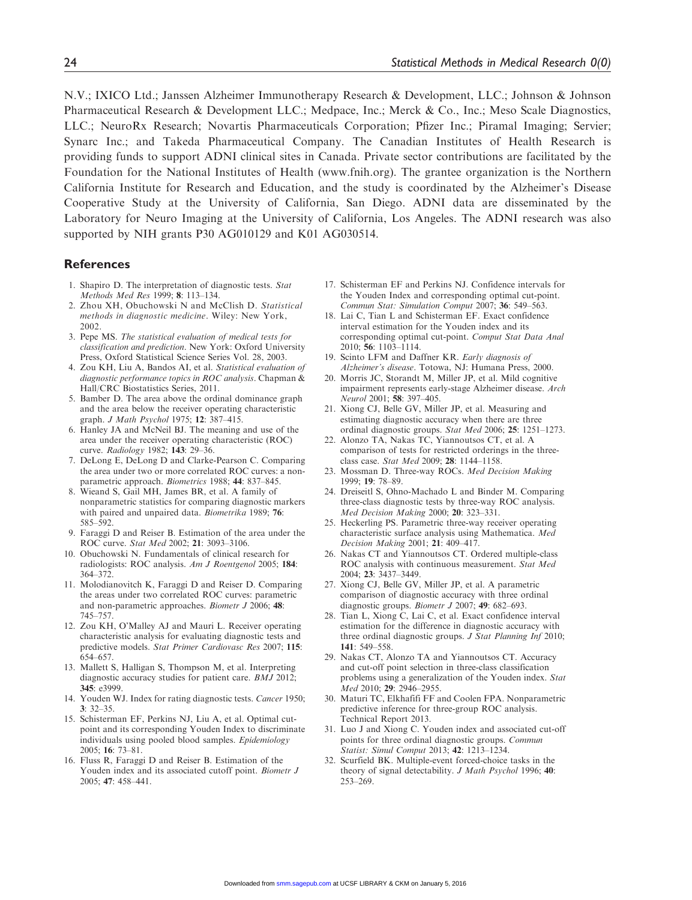N.V.; IXICO Ltd.; Janssen Alzheimer Immunotherapy Research & Development, LLC.; Johnson & Johnson Pharmaceutical Research & Development LLC.; Medpace, Inc.; Merck & Co., Inc.; Meso Scale Diagnostics, LLC.; NeuroRx Research; Novartis Pharmaceuticals Corporation; Pfizer Inc.; Piramal Imaging; Servier; Synarc Inc.; and Takeda Pharmaceutical Company. The Canadian Institutes of Health Research is providing funds to support ADNI clinical sites in Canada. Private sector contributions are facilitated by the Foundation for the National Institutes of Health (www.fnih.org). The grantee organization is the Northern California Institute for Research and Education, and the study is coordinated by the Alzheimer's Disease Cooperative Study at the University of California, San Diego. ADNI data are disseminated by the Laboratory for Neuro Imaging at the University of California, Los Angeles. The ADNI research was also supported by NIH grants P30 AG010129 and K01 AG030514.

## References

1. Shapiro D. The interpretation of diagnostic tests. *Stat Methods Med Res* 1999; **8**: 113–134.
2. Zhou XH, Obuchowski N and McClish D. *Statistical methods in diagnostic medicine*. Wiley: New York, 2002.
3. Pepe MS. *The statistical evaluation of medical tests for classification and prediction*. New York: Oxford University Press, Oxford Statistical Science Series Vol. 28, 2003.
4. Zou KH, Liu A, Bandos AI, et al. *Statistical evaluation of diagnostic performance topics in ROC analysis*. Chapman & Hall/CRC Biostatistics Series, 2011.
5. Bamber D. The area above the ordinal dominance graph and the area below the receiver operating characteristic graph. *J Math Psychol* 1975; **12**: 387–415.
6. Hanley JA and McNeil BJ. The meaning and use of the area under the receiver operating characteristic (ROC) curve. *Radiology* 1982; **143**: 29–36.
7. DeLong E, DeLong D and Clarke-Pearson C. Comparing the area under two or more correlated ROC curves: a non-parametric approach. *Biometrics* 1988; **44**: 837–845.
8. Wieand S, Gail MH, James BR, et al. A family of nonparametric statistics for comparing diagnostic markers with paired and unpaired data. *Biometrika* 1989; **76**: 585–592.
9. Faraggi D and Reiser B. Estimation of the area under the ROC curve. *Stat Med* 2002; **21**: 3093–3106.
10. Obuchowski N. Fundamentals of clinical research for radiologists: ROC analysis. *Am J Roentgenol* 2005; **184**: 364–372.
11. Molodianovitch K, Faraggi D and Reiser D. Comparing the areas under two correlated ROC curves: parametric and non-parametric approaches. *Biometr J* 2006; **48**: 745–757.
12. Zou KH, O'Malley AJ and Mauri L. Receiver operating characteristic analysis for evaluating diagnostic tests and predictive models. *Stat Primer Cardiovasc Res* 2007; **115**: 654–657.
13. Mallett S, Halligan S, Thompson M, et al. Interpreting diagnostic accuracy studies for patient care. *BMJ* 2012; **345**: e3999.
14. Youden WJ. Index for rating diagnostic tests. *Cancer* 1950; **3**: 32–35.
15. Schisterman EF, Perkins NJ, Liu A, et al. Optimal cut-point and its corresponding Youden Index to discriminate individuals using pooled blood samples. *Epidemiology* 2005; **16**: 73–81.
16. Fluss R, Faraggi D and Reiser B. Estimation of the Youden index and its associated cutoff point. *Biometr J* 2005; **47**: 458–441.
17. Schisterman EF and Perkins NJ. Confidence intervals for the Youden Index and corresponding optimal cut-point. *Commun Stat: Simulation Comput* 2007; **36**: 549–563.
18. Lai C, Tian L and Schisterman EF. Exact confidence interval estimation for the Youden index and its corresponding optimal cut-point. *Comput Stat Data Anal* 2010; **56**: 1103–1114.
19. Scinto LFM and Daffner KR. *Early diagnosis of Alzheimer's disease*. Totowa, NJ: Humana Press, 2000.
20. Morris JC, Storandt M, Miller JP, et al. Mild cognitive impairment represents early-stage Alzheimer disease. *Arch Neurol* 2001; **58**: 397–405.
21. Xiong CJ, Belle GV, Miller JP, et al. Measuring and estimating diagnostic accuracy when there are three ordinal diagnostic groups. *Stat Med* 2006; **25**: 1251–1273.
22. Alonzo TA, Nakas TC, Yiannoutsos CT, et al. A comparison of tests for restricted orderings in the three-class case. *Stat Med* 2009; **28**: 1144–1158.
23. Mossman D. Three-way ROCs. *Med Decision Making* 1999; **19**: 78–89.
24. Dreiseitl S, Ohno-Machado L and Binder M. Comparing three-class diagnostic tests by three-way ROC analysis. *Med Decision Making* 2000; **20**: 323–331.
25. Heckerling PS. Parametric three-way receiver operating characteristic surface analysis using Mathematica. *Med Decision Making* 2001; **21**: 409–417.
26. Nakas CT and Yiannoutsos CT. Ordered multiple-class ROC analysis with continuous measurement. *Stat Med* 2004; **23**: 3437–3449.
27. Xiong CJ, Belle GV, Miller JP, et al. A parametric comparison of diagnostic accuracy with three ordinal diagnostic groups. *Biometr J* 2007; **49**: 682–693.
28. Tian L, Xiong C, Lai C, et al. Exact confidence interval estimation for the difference in diagnostic accuracy with three ordinal diagnostic groups. *J Stat Planning Inf* 2010; **141**: 549–558.
29. Nakas CT, Alonzo TA and Yiannoutsos CT. Accuracy and cut-off point selection in three-class classification problems using a generalization of the Youden index. *Stat Med* 2010; **29**: 2946–2955.
30. Maturi TC, Elkhafifi FF and Coolen FPA. Nonparametric predictive inference for three-group ROC analysis. Technical Report 2013.
31. Luo J and Xiong C. Youden index and associated cut-off points for three ordinal diagnostic groups. *Commun Statist: Simul Comput* 2013; **42**: 1213–1234.
32. Scurfield BK. Multiple-event forced-choice tasks in the theory of signal detectability. *J Math Psychol* 1996; **40**: 253–269.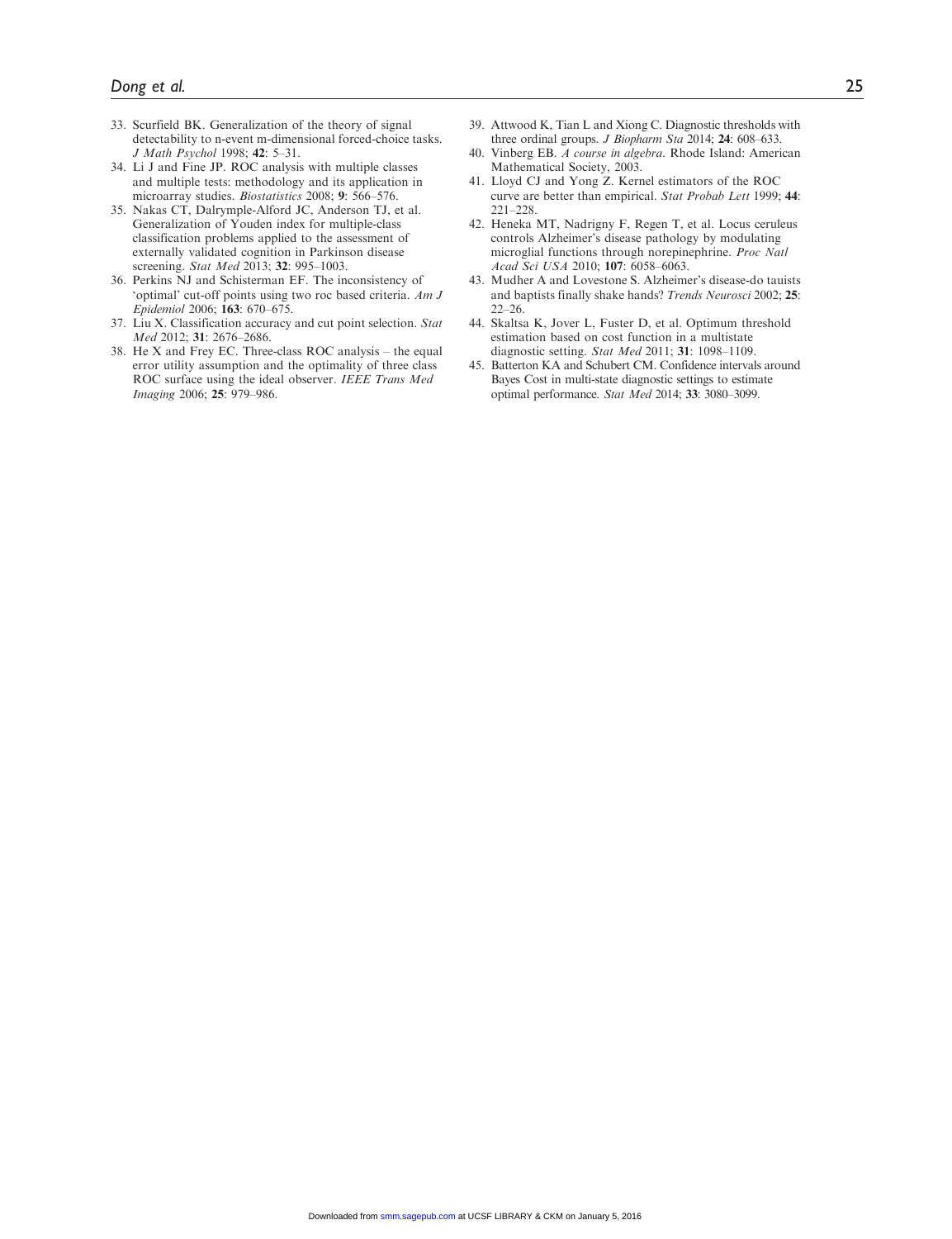33. Scurfield BK. Generalization of the theory of signal detectability to n-event m-dimensional forced-choice tasks. *J Math Psychol* 1998; **42**: 5–31.
34. Li J and Fine JP. ROC analysis with multiple classes and multiple tests: methodology and its application in microarray studies. *Biostatistics* 2008; **9**: 566–576.
35. Nakas CT, Dalrymple-Alford JC, Anderson TJ, et al. Generalization of Youden index for multiple-class classification problems applied to the assessment of externally validated cognition in Parkinson disease screening. *Stat Med* 2013; **32**: 995–1003.
36. Perkins NJ and Schisterman EF. The inconsistency of 'optimal' cut-off points using two roc based criteria. *Am J Epidemiol* 2006; **163**: 670–675.
37. Liu X. Classification accuracy and cut point selection. *Stat Med* 2012; **31**: 2676–2686.
38. He X and Frey EC. Three-class ROC analysis – the equal error utility assumption and the optimality of three class ROC surface using the ideal observer. *IEEE Trans Med Imaging* 2006; **25**: 979–986.
39. Attwood K, Tian L and Xiong C. Diagnostic thresholds with three ordinal groups. *J Biopharm Sta* 2014; **24**: 608–633.
40. Vinberg EB. *A course in algebra*. Rhode Island: American Mathematical Society, 2003.
41. Lloyd CJ and Yong Z. Kernel estimators of the ROC curve are better than empirical. *Stat Probab Lett* 1999; **44**: 221–228.
42. Heneka MT, Nadrigny F, Regen T, et al. Locus ceruleus controls Alzheimer's disease pathology by modulating microglial functions through norepinephrine. *Proc Natl Acad Sci USA* 2010; **107**: 6058–6063.
43. Mudher A and Lovestone S. Alzheimer's disease-do tauists and baptists finally shake hands? *Trends Neurosci* 2002; **25**: 22–26.
44. Skaltsa K, Jover L, Fuster D, et al. Optimum threshold estimation based on cost function in a multistate diagnostic setting. *Stat Med* 2011; **31**: 1098–1109.
45. Batterton KA and Schubert CM. Confidence intervals around Bayes Cost in multi-state diagnostic settings to estimate optimal performance. *Stat Med* 2014; **33**: 3080–3099.